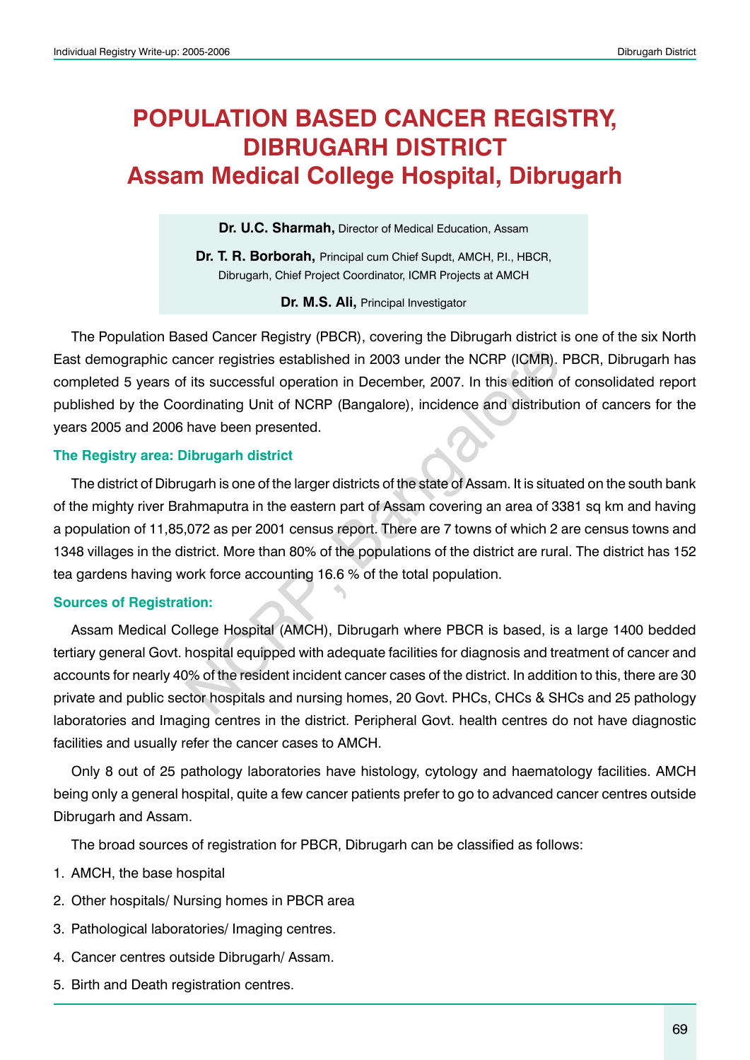# POPULATION BASED CANCER REGISTRY, DIBRUGARH DISTRICT
# Assam Medical College Hospital, Dibrugarh

**Dr. U.C. Sharmah,** Director of Medical Education, Assam

**Dr. T. R. Borborah,** Principal cum Chief Supdt, AMCH, P.I., HBCR, Dibrugarh, Chief Project Coordinator, ICMR Projects at AMCH

**Dr. M.S. Ali,** Principal Investigator

The Population Based Cancer Registry (PBCR), covering the Dibrugarh district is one of the six North East demographic cancer registries established in 2003 under the NCRP (ICMR). PBCR, Dibrugarh has completed 5 years of its successful operation in December, 2007. In this edition of consolidated report published by the Coordinating Unit of NCRP (Bangalore), incidence and distribution of cancers for the years 2005 and 2006 have been presented.

### The Registry area: Dibrugarh district

The district of Dibrugarh is one of the larger districts of the state of Assam. It is situated on the south bank of the mighty river Brahmaputra in the eastern part of Assam covering an area of 3381 sq km and having a population of 11,85,072 as per 2001 census report. There are 7 towns of which 2 are census towns and 1348 villages in the district. More than 80% of the populations of the district are rural. The district has 152 tea gardens having work force accounting 16.6 % of the total population.

### Sources of Registration:

Assam Medical College Hospital (AMCH), Dibrugarh where PBCR is based, is a large 1400 bedded tertiary general Govt. hospital equipped with adequate facilities for diagnosis and treatment of cancer and accounts for nearly 40% of the resident incident cancer cases of the district. In addition to this, there are 30 private and public sector hospitals and nursing homes, 20 Govt. PHCs, CHCs & SHCs and 25 pathology laboratories and Imaging centres in the district. Peripheral Govt. health centres do not have diagnostic facilities and usually refer the cancer cases to AMCH.

Only 8 out of 25 pathology laboratories have histology, cytology and haematology facilities. AMCH being only a general hospital, quite a few cancer patients prefer to go to advanced cancer centres outside Dibrugarh and Assam.

The broad sources of registration for PBCR, Dibrugarh can be classified as follows:

1. AMCH, the base hospital
2. Other hospitals/ Nursing homes in PBCR area
3. Pathological laboratories/ Imaging centres.
4. Cancer centres outside Dibrugarh/ Assam.
5. Birth and Death registration centres.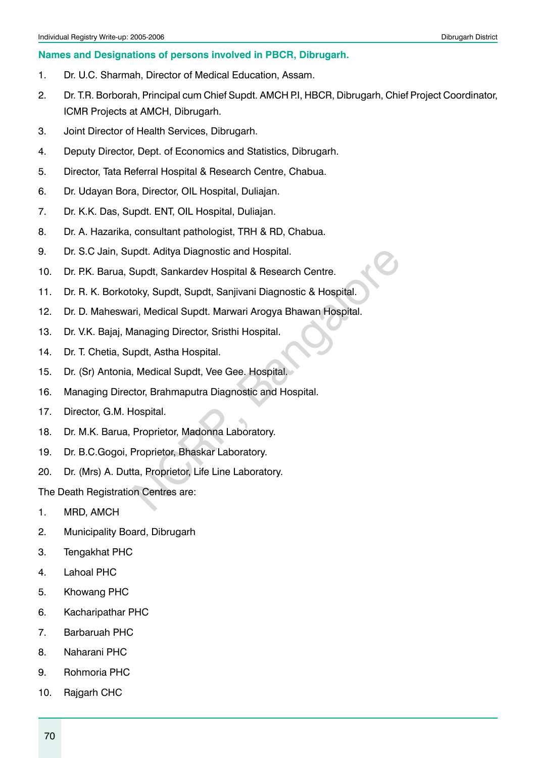## Names and Designations of persons involved in PBCR, Dibrugarh.

1. Dr. U.C. Sharmah, Director of Medical Education, Assam.
2. Dr. T.R. Borborah, Principal cum Chief Supdt. AMCH P.I, HBCR, Dibrugarh, Chief Project Coordinator, ICMR Projects at AMCH, Dibrugarh.
3. Joint Director of Health Services, Dibrugarh.
4. Deputy Director, Dept. of Economics and Statistics, Dibrugarh.
5. Director, Tata Referral Hospital & Research Centre, Chabua.
6. Dr. Udayan Bora, Director, OIL Hospital, Duliajan.
7. Dr. K.K. Das, Supdt. ENT, OIL Hospital, Duliajan.
8. Dr. A. Hazarika, consultant pathologist, TRH & RD, Chabua.
9. Dr. S.C Jain, Supdt. Aditya Diagnostic and Hospital.
10. Dr. P.K. Barua, Supdt, Sankardev Hospital & Research Centre.
11. Dr. R. K. Borkotoky, Supdt, Supdt, Sanjivani Diagnostic & Hospital.
12. Dr. D. Maheswari, Medical Supdt. Marwari Arogya Bhawan Hospital.
13. Dr. V.K. Bajaj, Managing Director, Sristhi Hospital.
14. Dr. T. Chetia, Supdt, Astha Hospital.
15. Dr. (Sr) Antonia, Medical Supdt, Vee Gee. Hospital.
16. Managing Director, Brahmaputra Diagnostic and Hospital.
17. Director, G.M. Hospital.
18. Dr. M.K. Barua, Proprietor, Madonna Laboratory.
19. Dr. B.C.Gogoi, Proprietor, Bhaskar Laboratory.
20. Dr. (Mrs) A. Dutta, Proprietor, Life Line Laboratory.

The Death Registration Centres are:

1. MRD, AMCH
2. Municipality Board, Dibrugarh
3. Tengakhat PHC
4. Lahoal PHC
5. Khowang PHC
6. Kacharipathar PHC
7. Barbaruah PHC
8. Naharani PHC
9. Rohmoria PHC
10. Rajgarh CHC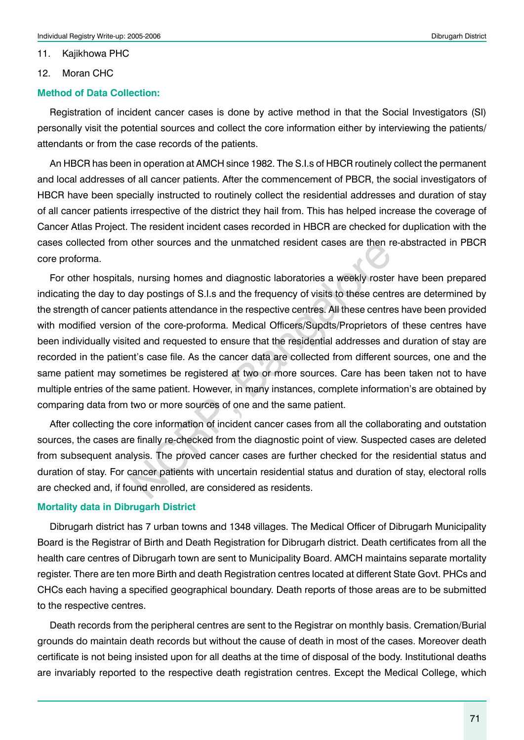11. Kajikhowa PHC
12. Moran CHC

### Method of Data Collection:

Registration of incident cancer cases is done by active method in that the Social Investigators (SI) personally visit the potential sources and collect the core information either by interviewing the patients/ attendants or from the case records of the patients.

An HBCR has been in operation at AMCH since 1982. The S.I.s of HBCR routinely collect the permanent and local addresses of all cancer patients. After the commencement of PBCR, the social investigators of HBCR have been specially instructed to routinely collect the residential addresses and duration of stay of all cancer patients irrespective of the district they hail from. This has helped increase the coverage of Cancer Atlas Project. The resident incident cases recorded in HBCR are checked for duplication with the cases collected from other sources and the unmatched resident cases are then re-abstracted in PBCR core proforma.

For other hospitals, nursing homes and diagnostic laboratories a weekly roster have been prepared indicating the day to day postings of S.I.s and the frequency of visits to these centres are determined by the strength of cancer patients attendance in the respective centres. All these centres have been provided with modified version of the core-proforma. Medical Officers/Supdts/Proprietors of these centres have been individually visited and requested to ensure that the residential addresses and duration of stay are recorded in the patient's case file. As the cancer data are collected from different sources, one and the same patient may sometimes be registered at two or more sources. Care has been taken not to have multiple entries of the same patient. However, in many instances, complete information's are obtained by comparing data from two or more sources of one and the same patient.

After collecting the core information of incident cancer cases from all the collaborating and outstation sources, the cases are finally re-checked from the diagnostic point of view. Suspected cases are deleted from subsequent analysis. The proved cancer cases are further checked for the residential status and duration of stay. For cancer patients with uncertain residential status and duration of stay, electoral rolls are checked and, if found enrolled, are considered as residents.

### Mortality data in Dibrugarh District

Dibrugarh district has 7 urban towns and 1348 villages. The Medical Officer of Dibrugarh Municipality Board is the Registrar of Birth and Death Registration for Dibrugarh district. Death certificates from all the health care centres of Dibrugarh town are sent to Municipality Board. AMCH maintains separate mortality register. There are ten more Birth and death Registration centres located at different State Govt. PHCs and CHCs each having a specified geographical boundary. Death reports of those areas are to be submitted to the respective centres.

Death records from the peripheral centres are sent to the Registrar on monthly basis. Cremation/Burial grounds do maintain death records but without the cause of death in most of the cases. Moreover death certificate is not being insisted upon for all deaths at the time of disposal of the body. Institutional deaths are invariably reported to the respective death registration centres. Except the Medical College, which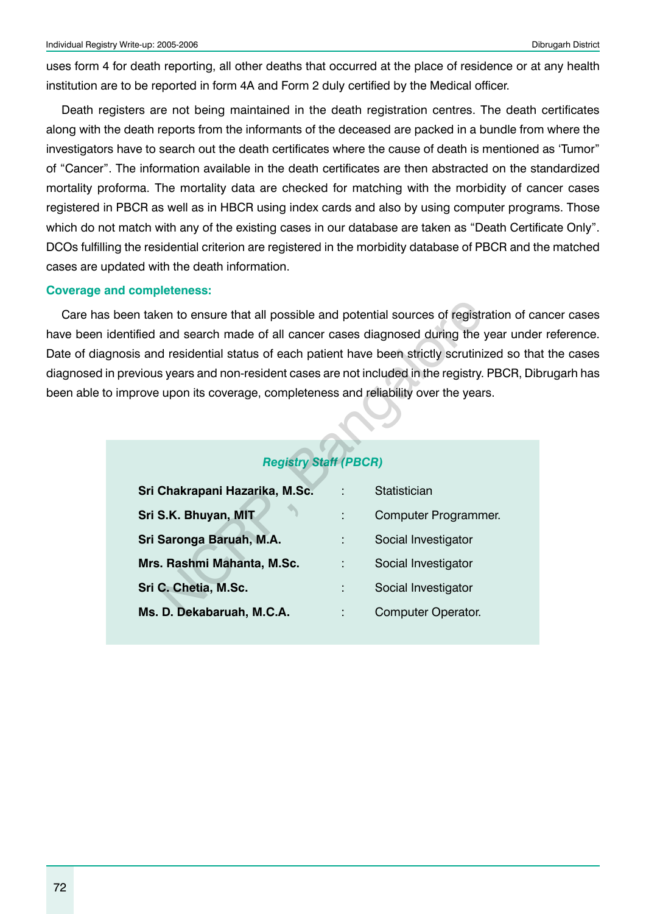uses form 4 for death reporting, all other deaths that occurred at the place of residence or at any health institution are to be reported in form 4A and Form 2 duly certified by the Medical officer.

Death registers are not being maintained in the death registration centres. The death certificates along with the death reports from the informants of the deceased are packed in a bundle from where the investigators have to search out the death certificates where the cause of death is mentioned as 'Tumor" of "Cancer". The information available in the death certificates are then abstracted on the standardized mortality proforma. The mortality data are checked for matching with the morbidity of cancer cases registered in PBCR as well as in HBCR using index cards and also by using computer programs. Those which do not match with any of the existing cases in our database are taken as "Death Certificate Only". DCOs fulfilling the residential criterion are registered in the morbidity database of PBCR and the matched cases are updated with the death information.

### Coverage and completeness:

Care has been taken to ensure that all possible and potential sources of registration of cancer cases have been identified and search made of all cancer cases diagnosed during the year under reference. Date of diagnosis and residential status of each patient have been strictly scrutinized so that the cases diagnosed in previous years and non-resident cases are not included in the registry. PBCR, Dibrugarh has been able to improve upon its coverage, completeness and reliability over the years.

***Registry Staff (PBCR)***

| | | |
|---|---|---|
| **Sri Chakrapani Hazarika, M.Sc.** | : | Statistician |
| **Sri S.K. Bhuyan, MIT** | : | Computer Programmer. |
| **Sri Saronga Baruah, M.A.** | : | Social Investigator |
| **Mrs. Rashmi Mahanta, M.Sc.** | : | Social Investigator |
| **Sri C. Chetia, M.Sc.** | : | Social Investigator |
| **Ms. D. Dekabaruah, M.C.A.** | : | Computer Operator. |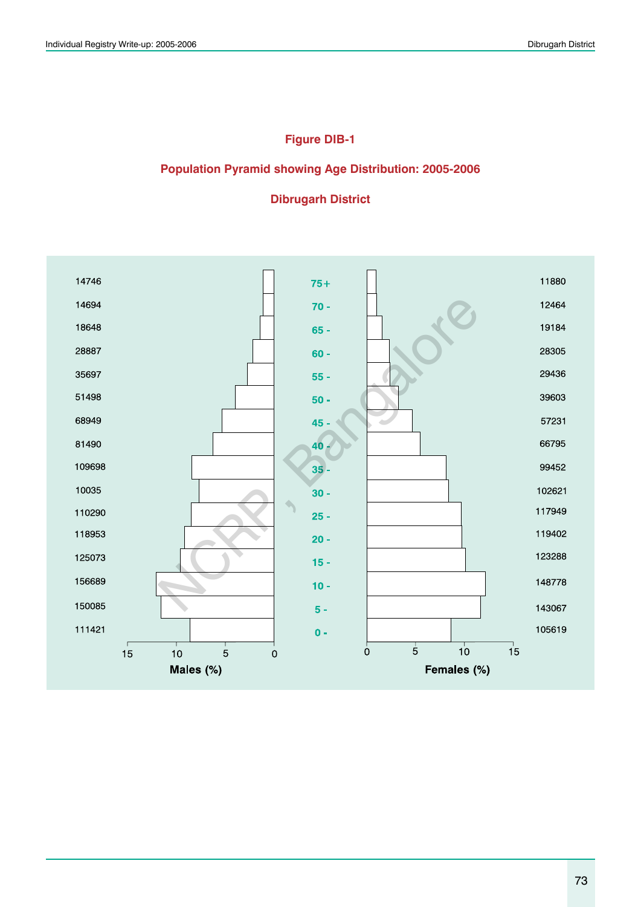## Figure DIB-1

## Population Pyramid showing Age Distribution: 2005-2006

## Dibrugarh District

| Males | Age Group | Females |
|---|---|---|
| 14746 | 75+ | 11880 |
| 14694 | 70 - | 12464 |
| 18648 | 65 - | 19184 |
| 28887 | 60 - | 28305 |
| 35697 | 55 - | 29436 |
| 51498 | 50 - | 39603 |
| 68949 | 45 - | 57231 |
| 81490 | 40 - | 66795 |
| 109698 | 35 - | 99452 |
| 10035 | 30 - | 102621 |
| 110290 | 25 - | 117949 |
| 118953 | 20 - | 119402 |
| 125073 | 15 - | 123288 |
| 156689 | 10 - | 148778 |
| 150085 | 5 - | 143067 |
| 111421 | 0 - | 105619 |

Males (%) — Females (%)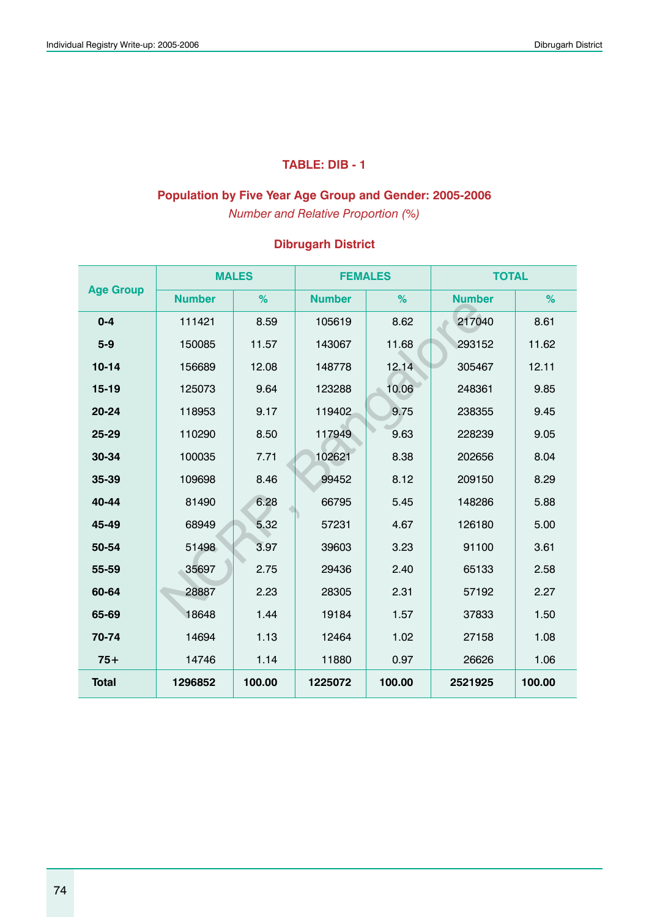## TABLE: DIB - 1

### Population by Five Year Age Group and Gender: 2005-2006

*Number and Relative Proportion (%)*

### Dibrugarh District

| Age Group | MALES | | FEMALES | | TOTAL | |
|---|---|---|---|---|---|---|
| | Number | % | Number | % | Number | % |
| 0-4 | 111421 | 8.59 | 105619 | 8.62 | 217040 | 8.61 |
| 5-9 | 150085 | 11.57 | 143067 | 11.68 | 293152 | 11.62 |
| 10-14 | 156689 | 12.08 | 148778 | 12.14 | 305467 | 12.11 |
| 15-19 | 125073 | 9.64 | 123288 | 10.06 | 248361 | 9.85 |
| 20-24 | 118953 | 9.17 | 119402 | 9.75 | 238355 | 9.45 |
| 25-29 | 110290 | 8.50 | 117949 | 9.63 | 228239 | 9.05 |
| 30-34 | 100035 | 7.71 | 102621 | 8.38 | 202656 | 8.04 |
| 35-39 | 109698 | 8.46 | 99452 | 8.12 | 209150 | 8.29 |
| 40-44 | 81490 | 6.28 | 66795 | 5.45 | 148286 | 5.88 |
| 45-49 | 68949 | 5.32 | 57231 | 4.67 | 126180 | 5.00 |
| 50-54 | 51498 | 3.97 | 39603 | 3.23 | 91100 | 3.61 |
| 55-59 | 35697 | 2.75 | 29436 | 2.40 | 65133 | 2.58 |
| 60-64 | 28887 | 2.23 | 28305 | 2.31 | 57192 | 2.27 |
| 65-69 | 18648 | 1.44 | 19184 | 1.57 | 37833 | 1.50 |
| 70-74 | 14694 | 1.13 | 12464 | 1.02 | 27158 | 1.08 |
| 75+ | 14746 | 1.14 | 11880 | 0.97 | 26626 | 1.06 |
| **Total** | **1296852** | **100.00** | **1225072** | **100.00** | **2521925** | **100.00** |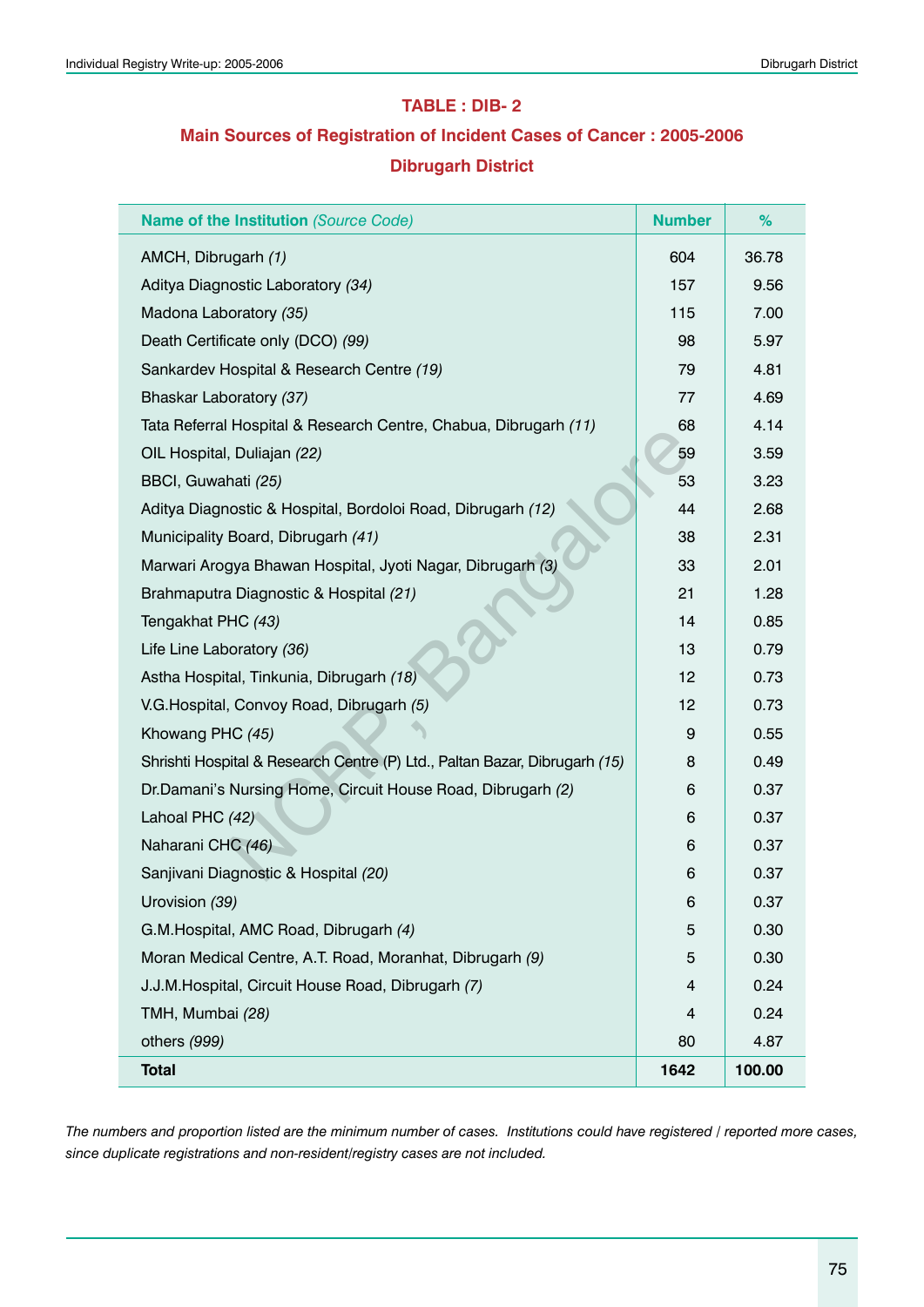**TABLE : DIB- 2**

**Main Sources of Registration of Incident Cases of Cancer : 2005-2006**

**Dibrugarh District**

| **Name of the Institution** *(Source Code)* | **Number** | **%** |
|---|---|---|
| AMCH, Dibrugarh *(1)* | 604 | 36.78 |
| Aditya Diagnostic Laboratory *(34)* | 157 | 9.56 |
| Madona Laboratory *(35)* | 115 | 7.00 |
| Death Certificate only (DCO) *(99)* | 98 | 5.97 |
| Sankardev Hospital & Research Centre *(19)* | 79 | 4.81 |
| Bhaskar Laboratory *(37)* | 77 | 4.69 |
| Tata Referral Hospital & Research Centre, Chabua, Dibrugarh *(11)* | 68 | 4.14 |
| OIL Hospital, Duliajan *(22)* | 59 | 3.59 |
| BBCI, Guwahati *(25)* | 53 | 3.23 |
| Aditya Diagnostic & Hospital, Bordoloi Road, Dibrugarh *(12)* | 44 | 2.68 |
| Municipality Board, Dibrugarh *(41)* | 38 | 2.31 |
| Marwari Arogya Bhawan Hospital, Jyoti Nagar, Dibrugarh *(3)* | 33 | 2.01 |
| Brahmaputra Diagnostic & Hospital *(21)* | 21 | 1.28 |
| Tengakhat PHC *(43)* | 14 | 0.85 |
| Life Line Laboratory *(36)* | 13 | 0.79 |
| Astha Hospital, Tinkunia, Dibrugarh *(18)* | 12 | 0.73 |
| V.G.Hospital, Convoy Road, Dibrugarh *(5)* | 12 | 0.73 |
| Khowang PHC *(45)* | 9 | 0.55 |
| Shrishti Hospital & Research Centre (P) Ltd., Paltan Bazar, Dibrugarh *(15)* | 8 | 0.49 |
| Dr.Damani's Nursing Home, Circuit House Road, Dibrugarh *(2)* | 6 | 0.37 |
| Lahoal PHC *(42)* | 6 | 0.37 |
| Naharani CHC *(46)* | 6 | 0.37 |
| Sanjivani Diagnostic & Hospital *(20)* | 6 | 0.37 |
| Urovision *(39)* | 6 | 0.37 |
| G.M.Hospital, AMC Road, Dibrugarh *(4)* | 5 | 0.30 |
| Moran Medical Centre, A.T. Road, Moranhat, Dibrugarh *(9)* | 5 | 0.30 |
| J.J.M.Hospital, Circuit House Road, Dibrugarh *(7)* | 4 | 0.24 |
| TMH, Mumbai *(28)* | 4 | 0.24 |
| others *(999)* | 80 | 4.87 |
| **Total** | **1642** | **100.00** |

*The numbers and proportion listed are the minimum number of cases. Institutions could have registered / reported more cases, since duplicate registrations and non-resident/registry cases are not included.*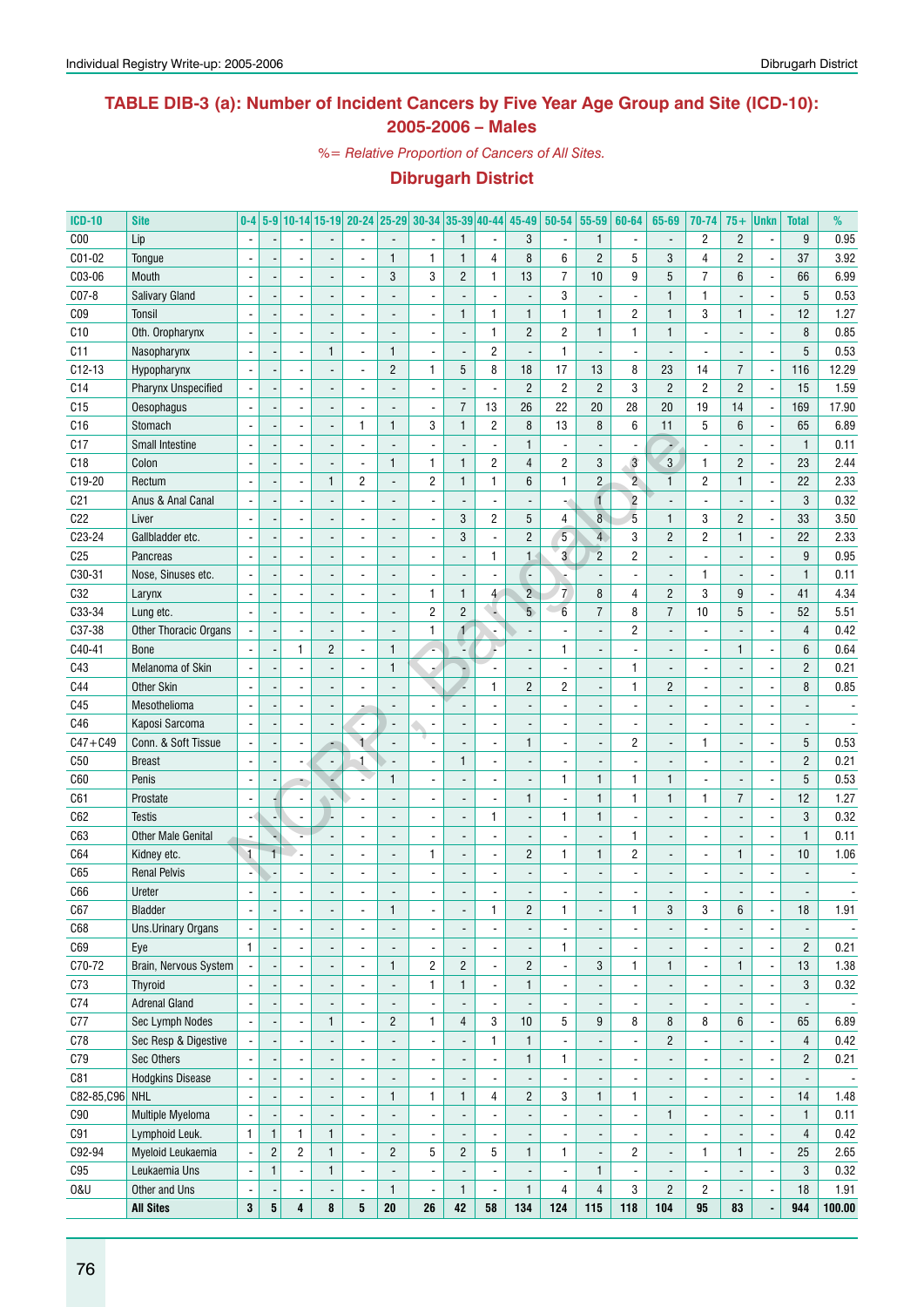## TABLE DIB-3 (a): Number of Incident Cancers by Five Year Age Group and Site (ICD-10): 2005-2006 – Males

*%= Relative Proportion of Cancers of All Sites.*

### Dibrugarh District

| ICD-10 | Site | 0-4 | 5-9 | 10-14 | 15-19 | 20-24 | 25-29 | 30-34 | 35-39 | 40-44 | 45-49 | 50-54 | 55-59 | 60-64 | 65-69 | 70-74 | 75+ | Unkn | Total | % |
|---|---|---|---|---|---|---|---|---|---|---|---|---|---|---|---|---|---|---|---|---|
| C00 | Lip | - | - | - | - | - | - | - | 1 | - | 3 | - | 1 | - | - | 2 | 2 | - | 9 | 0.95 |
| C01-02 | Tongue | - | - | - | - | - | 1 | 1 | 1 | 4 | 8 | 6 | 2 | 5 | 3 | 4 | 2 | - | 37 | 3.92 |
| C03-06 | Mouth | - | - | - | - | - | 3 | 3 | 2 | 1 | 13 | 7 | 10 | 9 | 5 | 7 | 6 | - | 66 | 6.99 |
| C07-8 | Salivary Gland | - | - | - | - | - | - | - | - | - | - | 3 | - | - | 1 | 1 | - | - | 5 | 0.53 |
| C09 | Tonsil | - | - | - | - | - | - | - | 1 | 1 | 1 | 1 | 1 | 2 | 1 | 3 | 1 | - | 12 | 1.27 |
| C10 | Oth. Oropharynx | - | - | - | - | - | - | - | - | 1 | 2 | 2 | 1 | 1 | 1 | - | - | - | 8 | 0.85 |
| C11 | Nasopharynx | - | - | - | 1 | - | 1 | - | - | 2 | - | 1 | - | - | - | - | - | - | 5 | 0.53 |
| C12-13 | Hypopharynx | - | - | - | - | - | 2 | 1 | 5 | 8 | 18 | 17 | 13 | 8 | 23 | 14 | 7 | - | 116 | 12.29 |
| C14 | Pharynx Unspecified | - | - | - | - | - | - | - | - | - | 2 | 2 | 2 | 3 | 2 | 2 | 2 | - | 15 | 1.59 |
| C15 | Oesophagus | - | - | - | - | - | - | - | 7 | 13 | 26 | 22 | 20 | 28 | 20 | 19 | 14 | - | 169 | 17.90 |
| C16 | Stomach | - | - | - | - | 1 | 1 | 3 | 1 | 2 | 8 | 13 | 8 | 6 | 11 | 5 | 6 | - | 65 | 6.89 |
| C17 | Small Intestine | - | - | - | - | - | - | - | - | - | 1 | - | - | - | - | - | - | - | 1 | 0.11 |
| C18 | Colon | - | - | - | - | - | 1 | 1 | 1 | 2 | 4 | 2 | 3 | 3 | 3 | 1 | 2 | - | 23 | 2.44 |
| C19-20 | Rectum | - | - | - | 1 | 2 | - | 2 | 1 | 1 | 6 | 1 | 2 | 2 | 1 | 2 | 1 | - | 22 | 2.33 |
| C21 | Anus & Anal Canal | - | - | - | - | - | - | - | - | - | - | - | 1 | 2 | - | - | - | - | 3 | 0.32 |
| C22 | Liver | - | - | - | - | - | - | - | 3 | 2 | 5 | 4 | 8 | 5 | 1 | 3 | 2 | - | 33 | 3.50 |
| C23-24 | Gallbladder etc. | - | - | - | - | - | - | - | 3 | - | 2 | 5 | 4 | 3 | 2 | 2 | 1 | - | 22 | 2.33 |
| C25 | Pancreas | - | - | - | - | - | - | - | - | 1 | 1 | 3 | 2 | 2 | - | - | - | - | 9 | 0.95 |
| C30-31 | Nose, Sinuses etc. | - | - | - | - | - | - | - | - | - | - | - | - | - | - | 1 | - | - | 1 | 0.11 |
| C32 | Larynx | - | - | - | - | - | - | 1 | 1 | 4 | 2 | 7 | 8 | 4 | 2 | 3 | 9 | - | 41 | 4.34 |
| C33-34 | Lung etc. | - | - | - | - | - | - | 2 | 2 | - | 5 | 6 | 7 | 8 | 7 | 10 | 5 | - | 52 | 5.51 |
| C37-38 | Other Thoracic Organs | - | - | - | - | - | - | 1 | 1 | - | - | - | - | 2 | - | - | - | - | 4 | 0.42 |
| C40-41 | Bone | - | - | 1 | 2 | - | 1 | - | - | - | - | 1 | - | - | - | - | 1 | - | 6 | 0.64 |
| C43 | Melanoma of Skin | - | - | - | - | - | 1 | - | - | - | - | - | - | 1 | - | - | - | - | 2 | 0.21 |
| C44 | Other Skin | - | - | - | - | - | - | - | - | 1 | 2 | 2 | - | 1 | 2 | - | - | - | 8 | 0.85 |
| C45 | Mesothelioma | - | - | - | - | - | - | - | - | - | - | - | - | - | - | - | - | - | - | - |
| C46 | Kaposi Sarcoma | - | - | - | - | - | - | - | - | - | - | - | - | - | - | - | - | - | - | - |
| C47+C49 | Conn. & Soft Tissue | - | - | - | - | 1 | - | - | - | - | 1 | - | - | 2 | - | 1 | - | - | 5 | 0.53 |
| C50 | Breast | - | - | - | - | 1 | - | - | 1 | - | - | - | - | - | - | - | - | - | 2 | 0.21 |
| C60 | Penis | - | - | - | - | - | 1 | - | - | - | - | 1 | 1 | 1 | 1 | - | - | - | 5 | 0.53 |
| C61 | Prostate | - | - | - | - | - | - | - | - | - | 1 | - | 1 | 1 | 1 | 1 | 7 | - | 12 | 1.27 |
| C62 | Testis | - | - | - | - | - | - | - | - | 1 | - | 1 | 1 | - | - | - | - | - | 3 | 0.32 |
| C63 | Other Male Genital | - | - | - | - | - | - | - | - | - | - | - | - | 1 | - | - | - | - | 1 | 0.11 |
| C64 | Kidney etc. | 1 | 1 | - | - | - | - | 1 | - | - | 2 | 1 | 1 | 2 | - | - | 1 | - | 10 | 1.06 |
| C65 | Renal Pelvis | - | - | - | - | - | - | - | - | - | - | - | - | - | - | - | - | - | - | - |
| C66 | Ureter | - | - | - | - | - | - | - | - | - | - | - | - | - | - | - | - | - | - | - |
| C67 | Bladder | - | - | - | - | - | 1 | - | - | 1 | 2 | 1 | - | 1 | 3 | 3 | 6 | - | 18 | 1.91 |
| C68 | Uns.Urinary Organs | - | - | - | - | - | - | - | - | - | - | - | - | - | - | - | - | - | - | - |
| C69 | Eye | 1 | - | - | - | - | - | - | - | - | - | 1 | - | - | - | - | - | - | 2 | 0.21 |
| C70-72 | Brain, Nervous System | - | - | - | - | - | 1 | 2 | 2 | - | 2 | - | 3 | 1 | 1 | - | 1 | - | 13 | 1.38 |
| C73 | Thyroid | - | - | - | - | - | - | 1 | 1 | - | 1 | - | - | - | - | - | - | - | 3 | 0.32 |
| C74 | Adrenal Gland | - | - | - | - | - | - | - | - | - | - | - | - | - | - | - | - | - | - | - |
| C77 | Sec Lymph Nodes | - | - | - | 1 | - | 2 | 1 | 4 | 3 | 10 | 5 | 9 | 8 | 8 | 8 | 6 | - | 65 | 6.89 |
| C78 | Sec Resp & Digestive | - | - | - | - | - | - | - | - | 1 | 1 | - | - | - | 2 | - | - | - | 4 | 0.42 |
| C79 | Sec Others | - | - | - | - | - | - | - | - | - | 1 | 1 | - | - | - | - | - | - | 2 | 0.21 |
| C81 | Hodgkins Disease | - | - | - | - | - | - | - | - | - | - | - | - | - | - | - | - | - | - | - |
| C82-85,C96 | NHL | - | - | - | - | - | 1 | 1 | 1 | 4 | 2 | 3 | 1 | 1 | - | - | - | - | 14 | 1.48 |
| C90 | Multiple Myeloma | - | - | - | - | - | - | - | - | - | - | - | - | - | 1 | - | - | - | 1 | 0.11 |
| C91 | Lymphoid Leuk. | 1 | 1 | 1 | 1 | - | - | - | - | - | - | - | - | - | - | - | - | - | 4 | 0.42 |
| C92-94 | Myeloid Leukaemia | - | 2 | 2 | 1 | - | 2 | 5 | 2 | 5 | 1 | 1 | - | 2 | - | 1 | 1 | - | 25 | 2.65 |
| C95 | Leukaemia Uns | - | 1 | - | 1 | - | - | - | - | - | - | - | 1 | - | - | - | - | - | 3 | 0.32 |
| O&U | Other and Uns | - | - | - | - | - | 1 | - | 1 | - | 1 | 4 | 4 | 3 | 2 | 2 | - | - | 18 | 1.91 |
| | **All Sites** | **3** | **5** | **4** | **8** | **5** | **20** | **26** | **42** | **58** | **134** | **124** | **115** | **118** | **104** | **95** | **83** | **-** | **944** | **100.00** |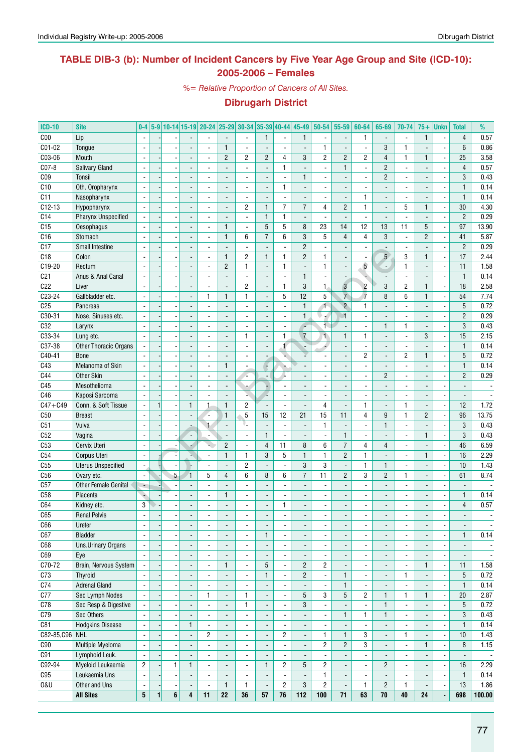## TABLE DIB-3 (b): Number of Incident Cancers by Five Year Age Group and Site (ICD-10): 2005-2006 – Females

*%= Relative Proportion of Cancers of All Sites.*

### Dibrugarh District

| ICD-10 | Site | 0-4 | 5-9 | 10-14 | 15-19 | 20-24 | 25-29 | 30-34 | 35-39 | 40-44 | 45-49 | 50-54 | 55-59 | 60-64 | 65-69 | 70-74 | 75+ | Unkn | Total | % |
|---|---|---|---|---|---|---|---|---|---|---|---|---|---|---|---|---|---|---|---|---|
| C00 | Lip | - | - | - | - | - | - | - | 1 | - | 1 | - | - | 1 | - | - | 1 | - | 4 | 0.57 |
| C01-02 | Tongue | - | - | - | - | - | 1 | - | - | - | - | 1 | - | - | 3 | 1 | - | - | 6 | 0.86 |
| C03-06 | Mouth | - | - | - | - | - | 2 | 2 | 2 | 4 | 3 | 2 | 2 | 2 | 4 | 1 | 1 | - | 25 | 3.58 |
| C07-8 | Salivary Gland | - | - | - | - | - | - | - | - | 1 | - | - | 1 | - | 2 | - | - | - | 4 | 0.57 |
| C09 | Tonsil | - | - | - | - | - | - | - | - | - | 1 | - | - | - | 2 | - | - | - | 3 | 0.43 |
| C10 | Oth. Oropharynx | - | - | - | - | - | - | - | - | 1 | - | - | - | - | - | - | - | - | 1 | 0.14 |
| C11 | Nasopharynx | - | - | - | - | - | - | - | - | - | - | - | - | 1 | - | - | - | - | 1 | 0.14 |
| C12-13 | Hypopharynx | - | - | - | - | - | - | 2 | 1 | 7 | 7 | 4 | 2 | 1 | - | 5 | 1 | - | 30 | 4.30 |
| C14 | Pharynx Unspecified | - | - | - | - | - | - | - | 1 | 1 | - | - | - | - | - | - | - | - | 2 | 0.29 |
| C15 | Oesophagus | - | - | - | - | - | 1 | - | 5 | 5 | 8 | 23 | 14 | 12 | 13 | 11 | 5 | - | 97 | 13.90 |
| C16 | Stomach | - | - | - | - | - | 1 | 6 | 7 | 6 | 3 | 5 | 4 | 4 | 3 | - | 2 | - | 41 | 5.87 |
| C17 | Small Intestine | - | - | - | - | - | - | - | - | - | 2 | - | - | - | - | - | - | - | 2 | 0.29 |
| C18 | Colon | - | - | - | - | - | 1 | 2 | 1 | 1 | 2 | 1 | - | - | 5 | 3 | 1 | - | 17 | 2.44 |
| C19-20 | Rectum | - | - | - | - | - | 2 | 1 | - | 1 | - | 1 | - | 5 | - | 1 | - | - | 11 | 1.58 |
| C21 | Anus & Anal Canal | - | - | - | - | - | - | - | - | - | 1 | - | - | - | - | - | - | - | 1 | 0.14 |
| C22 | Liver | - | - | - | - | - | - | 2 | - | 1 | 3 | 1 | 3 | 2 | 3 | 2 | 1 | - | 18 | 2.58 |
| C23-24 | Gallbladder etc. | - | - | - | - | 1 | 1 | 1 | - | 5 | 12 | 5 | 7 | 7 | 8 | 6 | 1 | - | 54 | 7.74 |
| C25 | Pancreas | - | - | - | - | - | - | - | - | - | 1 | 1 | 2 | 1 | - | - | - | - | 5 | 0.72 |
| C30-31 | Nose, Sinuses etc. | - | - | - | - | - | - | - | - | - | 1 | - | 1 | - | - | - | - | - | 2 | 0.29 |
| C32 | Larynx | - | - | - | - | - | - | - | - | - | - | 1 | - | - | 1 | 1 | - | - | 3 | 0.43 |
| C33-34 | Lung etc. | - | - | - | - | - | - | 1 | - | 1 | 7 | 1 | 1 | 1 | - | - | 3 | - | 15 | 2.15 |
| C37-38 | Other Thoracic Organs | - | - | - | - | - | - | - | - | 1 | - | - | - | - | - | - | - | - | 1 | 0.14 |
| C40-41 | Bone | - | - | - | - | - | - | - | - | - | - | - | - | 2 | - | 2 | 1 | - | 5 | 0.72 |
| C43 | Melanoma of Skin | - | - | - | - | - | 1 | - | - | - | - | - | - | - | - | - | - | - | 1 | 0.14 |
| C44 | Other Skin | - | - | - | - | - | - | - | - | - | - | - | - | - | 2 | - | - | - | 2 | 0.29 |
| C45 | Mesothelioma | - | - | - | - | - | - | - | - | - | - | - | - | - | - | - | - | - | - | - |
| C46 | Kaposi Sarcoma | - | - | - | - | - | - | - | - | - | - | - | - | - | - | - | - | - | - | - |
| C47+C49 | Conn. & Soft Tissue | - | 1 | - | 1 | 1 | 1 | 2 | - | - | - | 4 | - | 1 | - | 1 | - | - | 12 | 1.72 |
| C50 | Breast | - | - | - | - | - | 1 | 5 | 15 | 12 | 21 | 15 | 11 | 4 | 9 | 1 | 2 | - | 96 | 13.75 |
| C51 | Vulva | - | - | - | - | 1 | - | - | - | - | - | 1 | - | - | 1 | - | - | - | 3 | 0.43 |
| C52 | Vagina | - | - | - | - | - | - | - | 1 | - | - | - | 1 | - | - | - | 1 | - | 3 | 0.43 |
| C53 | Cervix Uteri | - | - | - | - | - | 2 | - | 4 | 11 | 8 | 6 | 7 | 4 | 4 | - | - | - | 46 | 6.59 |
| C54 | Corpus Uteri | - | - | - | - | - | 1 | 1 | 3 | 5 | 1 | 1 | 2 | 1 | - | - | 1 | - | 16 | 2.29 |
| C55 | Uterus Unspecified | - | - | - | - | - | - | 2 | - | - | 3 | 3 | - | 1 | 1 | - | - | - | 10 | 1.43 |
| C56 | Ovary etc. | - | - | 5 | 1 | 5 | 4 | 6 | 8 | 6 | 7 | 11 | 2 | 3 | 2 | 1 | - | - | 61 | 8.74 |
| C57 | Other Female Genital | - | - | - | - | - | - | - | - | - | - | - | - | - | - | - | - | - | - | - |
| C58 | Placenta | - | - | - | - | - | 1 | - | - | - | - | - | - | - | - | - | - | - | 1 | 0.14 |
| C64 | Kidney etc. | 3 | - | - | - | - | - | - | - | 1 | - | - | - | - | - | - | - | - | 4 | 0.57 |
| C65 | Renal Pelvis | - | - | - | - | - | - | - | - | - | - | - | - | - | - | - | - | - | - | - |
| C66 | Ureter | - | - | - | - | - | - | - | - | - | - | - | - | - | - | - | - | - | - | - |
| C67 | Bladder | - | - | - | - | - | - | - | 1 | - | - | - | - | - | - | - | - | - | 1 | 0.14 |
| C68 | Uns.Urinary Organs | - | - | - | - | - | - | - | - | - | - | - | - | - | - | - | - | - | - | - |
| C69 | Eye | - | - | - | - | - | - | - | - | - | - | - | - | - | - | - | - | - | - | - |
| C70-72 | Brain, Nervous System | - | - | - | - | - | 1 | - | 5 | - | 2 | 2 | - | - | - | - | 1 | - | 11 | 1.58 |
| C73 | Thyroid | - | - | - | - | - | - | - | 1 | - | 2 | - | 1 | - | - | 1 | - | - | 5 | 0.72 |
| C74 | Adrenal Gland | - | - | - | - | - | - | - | - | - | - | - | 1 | - | - | - | - | - | 1 | 0.14 |
| C77 | Sec Lymph Nodes | - | - | - | - | 1 | - | 1 | - | - | 5 | 3 | 5 | 2 | 1 | 1 | 1 | - | 20 | 2.87 |
| C78 | Sec Resp & Digestive | - | - | - | - | - | - | 1 | - | - | 3 | - | - | - | 1 | - | - | - | 5 | 0.72 |
| C79 | Sec Others | - | - | - | - | - | - | - | - | - | - | - | 1 | 1 | 1 | - | - | - | 3 | 0.43 |
| C81 | Hodgkins Disease | - | - | - | 1 | - | - | - | - | - | - | - | - | - | - | - | - | - | 1 | 0.14 |
| C82-85,C96 | NHL | - | - | - | - | 2 | - | - | - | 2 | - | 1 | 1 | 3 | - | 1 | - | - | 10 | 1.43 |
| C90 | Multiple Myeloma | - | - | - | - | - | - | - | - | - | - | 2 | 2 | 3 | - | - | 1 | - | 8 | 1.15 |
| C91 | Lymphoid Leuk. | - | - | - | - | - | - | - | - | - | - | - | - | - | - | - | - | - | - | - |
| C92-94 | Myeloid Leukaemia | 2 | - | 1 | 1 | - | - | - | 1 | 2 | 5 | 2 | - | - | 2 | - | - | - | 16 | 2.29 |
| C95 | Leukaemia Uns | - | - | - | - | - | - | - | - | - | - | 1 | - | - | - | - | - | - | 1 | 0.14 |
| O&U | Other and Uns | - | - | - | - | - | 1 | 1 | - | 2 | 3 | 2 | - | 1 | 2 | 1 | - | - | 13 | 1.86 |
| | **All Sites** | **5** | **1** | **6** | **4** | **11** | **22** | **36** | **57** | **76** | **112** | **100** | **71** | **63** | **70** | **40** | **24** | **-** | **698** | **100.00** |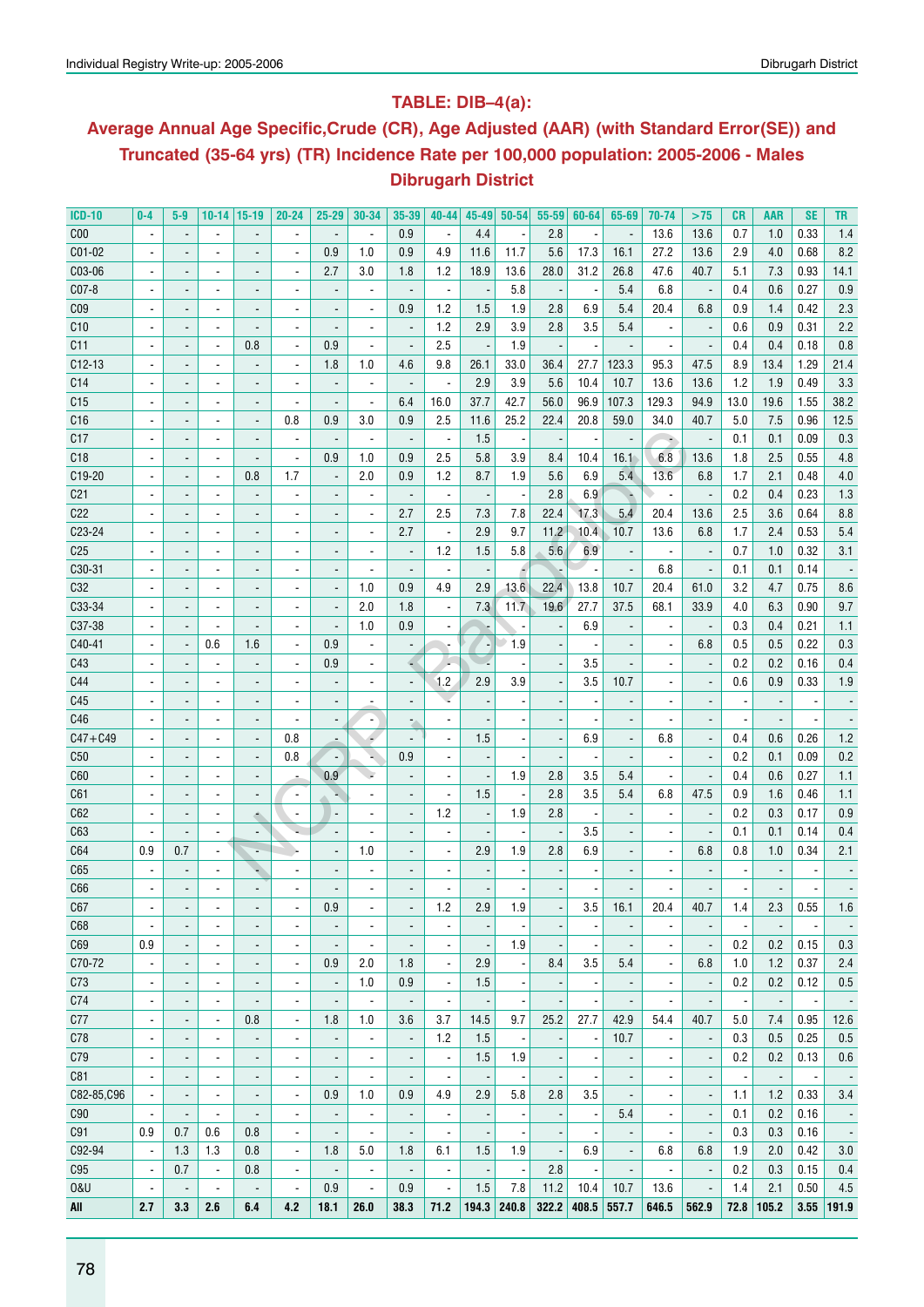## TABLE: DIB–4(a):

## Average Annual Age Specific,Crude (CR), Age Adjusted (AAR) (with Standard Error(SE)) and Truncated (35-64 yrs) (TR) Incidence Rate per 100,000 population: 2005-2006 - Males

## Dibrugarh District

| ICD-10 | 0-4 | 5-9 | 10-14 | 15-19 | 20-24 | 25-29 | 30-34 | 35-39 | 40-44 | 45-49 | 50-54 | 55-59 | 60-64 | 65-69 | 70-74 | >75 | CR | AAR | SE | TR |
|---|---|---|---|---|---|---|---|---|---|---|---|---|---|---|---|---|---|---|---|---|
| C00 | - | - | - | - | - | - | - | 0.9 | - | 4.4 | - | 2.8 | - | - | 13.6 | 13.6 | 0.7 | 1.0 | 0.33 | 1.4 |
| C01-02 | - | - | - | - | - | 0.9 | 1.0 | 0.9 | 4.9 | 11.6 | 11.7 | 5.6 | 17.3 | 16.1 | 27.2 | 13.6 | 2.9 | 4.0 | 0.68 | 8.2 |
| C03-06 | - | - | - | - | - | 2.7 | 3.0 | 1.8 | 1.2 | 18.9 | 13.6 | 28.0 | 31.2 | 26.8 | 47.6 | 40.7 | 5.1 | 7.3 | 0.93 | 14.1 |
| C07-8 | - | - | - | - | - | - | - | - | - | - | 5.8 | - | - | 5.4 | 6.8 | - | 0.4 | 0.6 | 0.27 | 0.9 |
| C09 | - | - | - | - | - | - | - | 0.9 | 1.2 | 1.5 | 1.9 | 2.8 | 6.9 | 5.4 | 20.4 | 6.8 | 0.9 | 1.4 | 0.42 | 2.3 |
| C10 | - | - | - | - | - | - | - | - | 1.2 | 2.9 | 3.9 | 2.8 | 3.5 | 5.4 | - | - | 0.6 | 0.9 | 0.31 | 2.2 |
| C11 | - | - | - | 0.8 | - | 0.9 | - | - | 2.5 | - | 1.9 | - | - | - | - | - | 0.4 | 0.4 | 0.18 | 0.8 |
| C12-13 | - | - | - | - | - | 1.8 | 1.0 | 4.6 | 9.8 | 26.1 | 33.0 | 36.4 | 27.7 | 123.3 | 95.3 | 47.5 | 8.9 | 13.4 | 1.29 | 21.4 |
| C14 | - | - | - | - | - | - | - | - | - | 2.9 | 3.9 | 5.6 | 10.4 | 10.7 | 13.6 | 13.6 | 1.2 | 1.9 | 0.49 | 3.3 |
| C15 | - | - | - | - | - | - | - | 6.4 | 16.0 | 37.7 | 42.7 | 56.0 | 96.9 | 107.3 | 129.3 | 94.9 | 13.0 | 19.6 | 1.55 | 38.2 |
| C16 | - | - | - | - | 0.8 | 0.9 | 3.0 | 0.9 | 2.5 | 11.6 | 25.2 | 22.4 | 20.8 | 59.0 | 34.0 | 40.7 | 5.0 | 7.5 | 0.96 | 12.5 |
| C17 | - | - | - | - | - | - | - | - | - | 1.5 | - | - | - | - | - | - | 0.1 | 0.1 | 0.09 | 0.3 |
| C18 | - | - | - | - | - | 0.9 | 1.0 | 0.9 | 2.5 | 5.8 | 3.9 | 8.4 | 10.4 | 16.1 | 6.8 | 13.6 | 1.8 | 2.5 | 0.55 | 4.8 |
| C19-20 | - | - | - | 0.8 | 1.7 | - | 2.0 | 0.9 | 1.2 | 8.7 | 1.9 | 5.6 | 6.9 | 5.4 | 13.6 | 6.8 | 1.7 | 2.1 | 0.48 | 4.0 |
| C21 | - | - | - | - | - | - | - | - | - | - | - | 2.8 | 6.9 | - | - | - | 0.2 | 0.4 | 0.23 | 1.3 |
| C22 | - | - | - | - | - | - | - | 2.7 | 2.5 | 7.3 | 7.8 | 22.4 | 17.3 | 5.4 | 20.4 | 13.6 | 2.5 | 3.6 | 0.64 | 8.8 |
| C23-24 | - | - | - | - | - | - | - | 2.7 | - | 2.9 | 9.7 | 11.2 | 10.4 | 10.7 | 13.6 | 6.8 | 1.7 | 2.4 | 0.53 | 5.4 |
| C25 | - | - | - | - | - | - | - | - | 1.2 | 1.5 | 5.8 | 5.6 | 6.9 | - | - | - | 0.7 | 1.0 | 0.32 | 3.1 |
| C30-31 | - | - | - | - | - | - | - | - | - | - | - | - | - | - | 6.8 | - | 0.1 | 0.1 | 0.14 | - |
| C32 | - | - | - | - | - | - | 1.0 | 0.9 | 4.9 | 2.9 | 13.6 | 22.4 | 13.8 | 10.7 | 20.4 | 61.0 | 3.2 | 4.7 | 0.75 | 8.6 |
| C33-34 | - | - | - | - | - | - | 2.0 | 1.8 | - | 7.3 | 11.7 | 19.6 | 27.7 | 37.5 | 68.1 | 33.9 | 4.0 | 6.3 | 0.90 | 9.7 |
| C37-38 | - | - | - | - | - | - | 1.0 | 0.9 | - | - | - | - | 6.9 | - | - | - | 0.3 | 0.4 | 0.21 | 1.1 |
| C40-41 | - | - | 0.6 | 1.6 | - | 0.9 | - | - | - | - | 1.9 | - | - | - | - | 6.8 | 0.5 | 0.5 | 0.22 | 0.3 |
| C43 | - | - | - | - | - | 0.9 | - | - | - | - | - | - | 3.5 | - | - | - | 0.2 | 0.2 | 0.16 | 0.4 |
| C44 | - | - | - | - | - | - | - | - | 1.2 | 2.9 | 3.9 | - | 3.5 | 10.7 | - | - | 0.6 | 0.9 | 0.33 | 1.9 |
| C45 | - | - | - | - | - | - | - | - | - | - | - | - | - | - | - | - | - | - | - | - |
| C46 | - | - | - | - | - | - | - | - | - | - | - | - | - | - | - | - | - | - | - | - |
| C47+C49 | - | - | - | - | 0.8 | - | - | - | - | 1.5 | - | - | 6.9 | - | 6.8 | - | 0.4 | 0.6 | 0.26 | 1.2 |
| C50 | - | - | - | - | 0.8 | - | - | 0.9 | - | - | - | - | - | - | - | - | 0.2 | 0.1 | 0.09 | 0.2 |
| C60 | - | - | - | - | - | 0.9 | - | - | - | - | 1.9 | 2.8 | 3.5 | 5.4 | - | - | 0.4 | 0.6 | 0.27 | 1.1 |
| C61 | - | - | - | - | - | - | - | - | - | 1.5 | - | 2.8 | 3.5 | 5.4 | 6.8 | 47.5 | 0.9 | 1.6 | 0.46 | 1.1 |
| C62 | - | - | - | - | - | - | - | - | 1.2 | - | 1.9 | 2.8 | - | - | - | - | 0.2 | 0.3 | 0.17 | 0.9 |
| C63 | - | - | - | - | - | - | - | - | - | - | - | - | 3.5 | - | - | - | 0.1 | 0.1 | 0.14 | 0.4 |
| C64 | 0.9 | 0.7 | - | - | - | - | 1.0 | - | - | 2.9 | 1.9 | 2.8 | 6.9 | - | - | 6.8 | 0.8 | 1.0 | 0.34 | 2.1 |
| C65 | - | - | - | - | - | - | - | - | - | - | - | - | - | - | - | - | - | - | - | - |
| C66 | - | - | - | - | - | - | - | - | - | - | - | - | - | - | - | - | - | - | - | - |
| C67 | - | - | - | - | - | 0.9 | - | - | 1.2 | 2.9 | 1.9 | - | 3.5 | 16.1 | 20.4 | 40.7 | 1.4 | 2.3 | 0.55 | 1.6 |
| C68 | - | - | - | - | - | - | - | - | - | - | - | - | - | - | - | - | - | - | - | - |
| C69 | 0.9 | - | - | - | - | - | - | - | - | - | 1.9 | - | - | - | - | - | 0.2 | 0.2 | 0.15 | 0.3 |
| C70-72 | - | - | - | - | - | 0.9 | 2.0 | 1.8 | - | 2.9 | - | 8.4 | 3.5 | 5.4 | - | 6.8 | 1.0 | 1.2 | 0.37 | 2.4 |
| C73 | - | - | - | - | - | - | 1.0 | 0.9 | - | 1.5 | - | - | - | - | - | - | 0.2 | 0.2 | 0.12 | 0.5 |
| C74 | - | - | - | - | - | - | - | - | - | - | - | - | - | - | - | - | - | - | - | - |
| C77 | - | - | - | 0.8 | - | 1.8 | 1.0 | 3.6 | 3.7 | 14.5 | 9.7 | 25.2 | 27.7 | 42.9 | 54.4 | 40.7 | 5.0 | 7.4 | 0.95 | 12.6 |
| C78 | - | - | - | - | - | - | - | - | 1.2 | 1.5 | - | - | - | 10.7 | - | - | 0.3 | 0.5 | 0.25 | 0.5 |
| C79 | - | - | - | - | - | - | - | - | - | 1.5 | 1.9 | - | - | - | - | - | 0.2 | 0.2 | 0.13 | 0.6 |
| C81 | - | - | - | - | - | - | - | - | - | - | - | - | - | - | - | - | - | - | - | - |
| C82-85,C96 | - | - | - | - | - | 0.9 | 1.0 | 0.9 | 4.9 | 2.9 | 5.8 | 2.8 | 3.5 | - | - | - | 1.1 | 1.2 | 0.33 | 3.4 |
| C90 | - | - | - | - | - | - | - | - | - | - | - | - | - | 5.4 | - | - | 0.1 | 0.2 | 0.16 | - |
| C91 | 0.9 | 0.7 | 0.6 | 0.8 | - | - | - | - | - | - | - | - | - | - | - | - | 0.3 | 0.3 | 0.16 | - |
| C92-94 | - | 1.3 | 1.3 | 0.8 | - | 1.8 | 5.0 | 1.8 | 6.1 | 1.5 | 1.9 | - | 6.9 | - | 6.8 | 6.8 | 1.9 | 2.0 | 0.42 | 3.0 |
| C95 | - | 0.7 | - | 0.8 | - | - | - | - | - | - | - | 2.8 | - | - | - | - | 0.2 | 0.3 | 0.15 | 0.4 |
| O&U | - | - | - | - | - | 0.9 | - | 0.9 | - | 1.5 | 7.8 | 11.2 | 10.4 | 10.7 | 13.6 | - | 1.4 | 2.1 | 0.50 | 4.5 |
| **All** | **2.7** | **3.3** | **2.6** | **6.4** | **4.2** | **18.1** | **26.0** | **38.3** | **71.2** | **194.3** | **240.8** | **322.2** | **408.5** | **557.7** | **646.5** | **562.9** | **72.8** | **105.2** | **3.55** | **191.9** |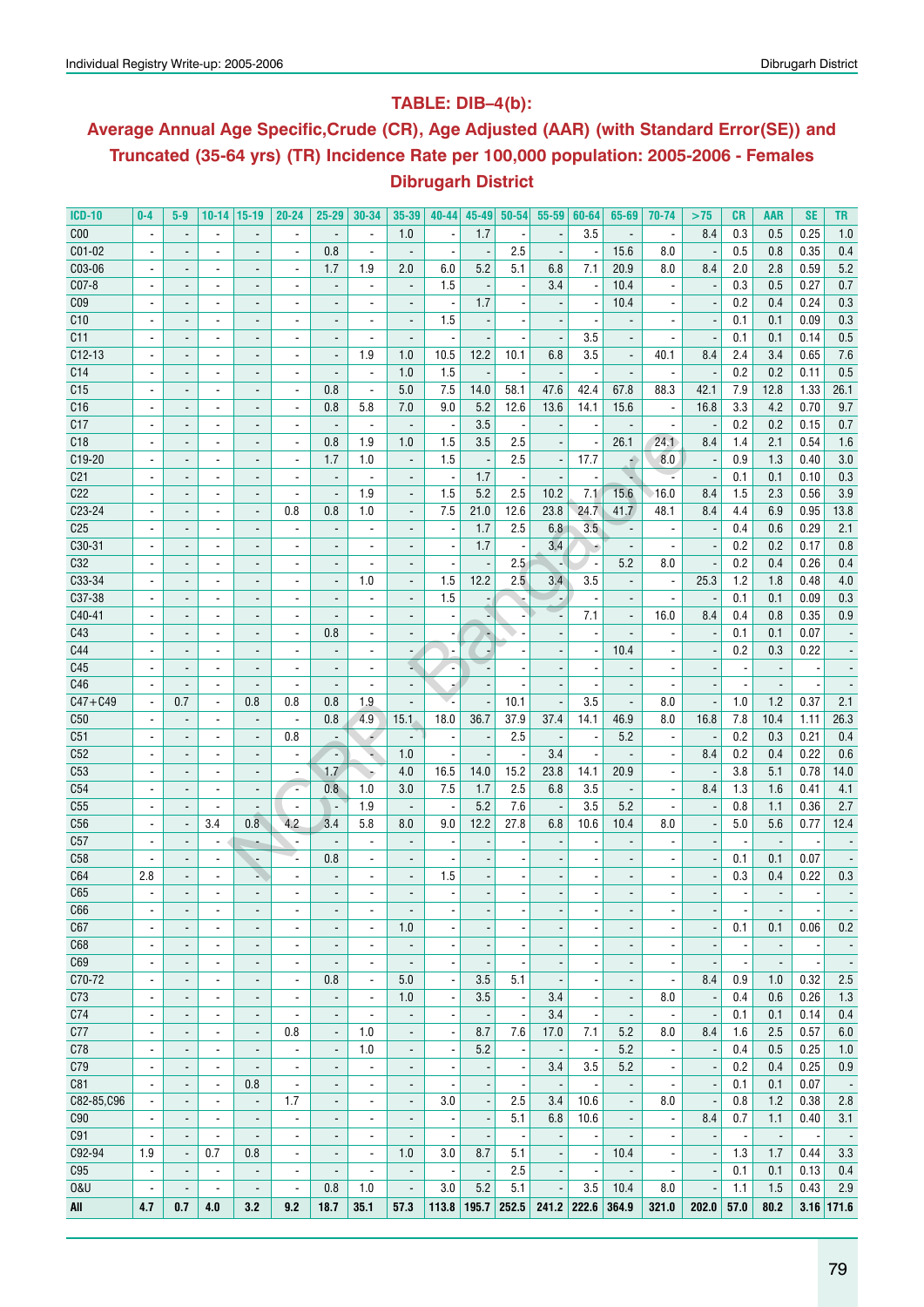## TABLE: DIB–4(b):

## Average Annual Age Specific,Crude (CR), Age Adjusted (AAR) (with Standard Error(SE)) and Truncated (35-64 yrs) (TR) Incidence Rate per 100,000 population: 2005-2006 - Females Dibrugarh District

| ICD-10 | 0-4 | 5-9 | 10-14 | 15-19 | 20-24 | 25-29 | 30-34 | 35-39 | 40-44 | 45-49 | 50-54 | 55-59 | 60-64 | 65-69 | 70-74 | >75 | CR | AAR | SE | TR |
|---|---|---|---|---|---|---|---|---|---|---|---|---|---|---|---|---|---|---|---|---|
| C00 | - | - | - | - | - | - | - | 1.0 | - | 1.7 | - | - | 3.5 | - | - | 8.4 | 0.3 | 0.5 | 0.25 | 1.0 |
| C01-02 | - | - | - | - | - | 0.8 | - | - | - | - | 2.5 | - | - | 15.6 | 8.0 | - | 0.5 | 0.8 | 0.35 | 0.4 |
| C03-06 | - | - | - | - | - | 1.7 | 1.9 | 2.0 | 6.0 | 5.2 | 5.1 | 6.8 | 7.1 | 20.9 | 8.0 | 8.4 | 2.0 | 2.8 | 0.59 | 5.2 |
| C07-8 | - | - | - | - | - | - | - | - | 1.5 | - | - | 3.4 | - | 10.4 | - | - | 0.3 | 0.5 | 0.27 | 0.7 |
| C09 | - | - | - | - | - | - | - | - | - | 1.7 | - | - | - | 10.4 | - | - | 0.2 | 0.4 | 0.24 | 0.3 |
| C10 | - | - | - | - | - | - | - | - | 1.5 | - | - | - | - | - | - | - | 0.1 | 0.1 | 0.09 | 0.3 |
| C11 | - | - | - | - | - | - | - | - | - | - | - | - | 3.5 | - | - | - | 0.1 | 0.1 | 0.14 | 0.5 |
| C12-13 | - | - | - | - | - | - | 1.9 | 1.0 | 10.5 | 12.2 | 10.1 | 6.8 | 3.5 | - | 40.1 | 8.4 | 2.4 | 3.4 | 0.65 | 7.6 |
| C14 | - | - | - | - | - | - | - | 1.0 | 1.5 | - | - | - | - | - | - | - | 0.2 | 0.2 | 0.11 | 0.5 |
| C15 | - | - | - | - | - | 0.8 | - | 5.0 | 7.5 | 14.0 | 58.1 | 47.6 | 42.4 | 67.8 | 88.3 | 42.1 | 7.9 | 12.8 | 1.33 | 26.1 |
| C16 | - | - | - | - | - | 0.8 | 5.8 | 7.0 | 9.0 | 5.2 | 12.6 | 13.6 | 14.1 | 15.6 | - | 16.8 | 3.3 | 4.2 | 0.70 | 9.7 |
| C17 | - | - | - | - | - | - | - | - | - | 3.5 | - | - | - | - | - | - | 0.2 | 0.2 | 0.15 | 0.7 |
| C18 | - | - | - | - | - | 0.8 | 1.9 | 1.0 | 1.5 | 3.5 | 2.5 | - | - | 26.1 | 24.1 | 8.4 | 1.4 | 2.1 | 0.54 | 1.6 |
| C19-20 | - | - | - | - | - | 1.7 | 1.0 | - | 1.5 | - | 2.5 | - | 17.7 | - | 8.0 | - | 0.9 | 1.3 | 0.40 | 3.0 |
| C21 | - | - | - | - | - | - | - | - | - | 1.7 | - | - | - | - | - | - | 0.1 | 0.1 | 0.10 | 0.3 |
| C22 | - | - | - | - | - | - | 1.9 | - | 1.5 | 5.2 | 2.5 | 10.2 | 7.1 | 15.6 | 16.0 | 8.4 | 1.5 | 2.3 | 0.56 | 3.9 |
| C23-24 | - | - | - | - | 0.8 | 0.8 | 1.0 | - | 7.5 | 21.0 | 12.6 | 23.8 | 24.7 | 41.7 | 48.1 | 8.4 | 4.4 | 6.9 | 0.95 | 13.8 |
| C25 | - | - | - | - | - | - | - | - | - | 1.7 | 2.5 | 6.8 | 3.5 | - | - | - | 0.4 | 0.6 | 0.29 | 2.1 |
| C30-31 | - | - | - | - | - | - | - | - | - | 1.7 | - | 3.4 | - | - | - | - | 0.2 | 0.2 | 0.17 | 0.8 |
| C32 | - | - | - | - | - | - | - | - | - | - | 2.5 | - | - | 5.2 | 8.0 | - | 0.2 | 0.4 | 0.26 | 0.4 |
| C33-34 | - | - | - | - | - | - | 1.0 | - | 1.5 | 12.2 | 2.5 | 3.4 | 3.5 | - | - | 25.3 | 1.2 | 1.8 | 0.48 | 4.0 |
| C37-38 | - | - | - | - | - | - | - | - | 1.5 | - | - | - | - | - | - | - | 0.1 | 0.1 | 0.09 | 0.3 |
| C40-41 | - | - | - | - | - | - | - | - | - | - | - | - | 7.1 | - | 16.0 | 8.4 | 0.4 | 0.8 | 0.35 | 0.9 |
| C43 | - | - | - | - | - | 0.8 | - | - | - | - | - | - | - | - | - | - | 0.1 | 0.1 | 0.07 | - |
| C44 | - | - | - | - | - | - | - | - | - | - | - | - | - | 10.4 | - | - | 0.2 | 0.3 | 0.22 | - |
| C45 | - | - | - | - | - | - | - | - | - | - | - | - | - | - | - | - | - | - | - | - |
| C46 | - | - | - | - | - | - | - | - | - | - | - | - | - | - | - | - | - | - | - | - |
| C47+C49 | - | 0.7 | - | 0.8 | 0.8 | 0.8 | 1.9 | - | - | - | 10.1 | - | 3.5 | - | 8.0 | - | 1.0 | 1.2 | 0.37 | 2.1 |
| C50 | - | - | - | - | - | 0.8 | 4.9 | 15.1 | 18.0 | 36.7 | 37.9 | 37.4 | 14.1 | 46.9 | 8.0 | 16.8 | 7.8 | 10.4 | 1.11 | 26.3 |
| C51 | - | - | - | - | 0.8 | - | - | - | - | - | 2.5 | - | - | 5.2 | - | - | 0.2 | 0.3 | 0.21 | 0.4 |
| C52 | - | - | - | - | - | - | - | 1.0 | - | - | - | 3.4 | - | - | - | 8.4 | 0.2 | 0.4 | 0.22 | 0.6 |
| C53 | - | - | - | - | - | 1.7 | - | 4.0 | 16.5 | 14.0 | 15.2 | 23.8 | 14.1 | 20.9 | - | - | 3.8 | 5.1 | 0.78 | 14.0 |
| C54 | - | - | - | - | - | 0.8 | 1.0 | 3.0 | 7.5 | 1.7 | 2.5 | 6.8 | 3.5 | - | - | 8.4 | 1.3 | 1.6 | 0.41 | 4.1 |
| C55 | - | - | - | - | - | - | 1.9 | - | - | 5.2 | 7.6 | - | 3.5 | 5.2 | - | - | 0.8 | 1.1 | 0.36 | 2.7 |
| C56 | - | - | 3.4 | 0.8 | 4.2 | 3.4 | 5.8 | 8.0 | 9.0 | 12.2 | 27.8 | 6.8 | 10.6 | 10.4 | 8.0 | - | 5.0 | 5.6 | 0.77 | 12.4 |
| C57 | - | - | - | - | - | - | - | - | - | - | - | - | - | - | - | - | - | - | - | - |
| C58 | - | - | - | - | - | 0.8 | - | - | - | - | - | - | - | - | - | - | 0.1 | 0.1 | 0.07 | - |
| C64 | 2.8 | - | - | - | - | - | - | - | 1.5 | - | - | - | - | - | - | - | 0.3 | 0.4 | 0.22 | 0.3 |
| C65 | - | - | - | - | - | - | - | - | - | - | - | - | - | - | - | - | - | - | - | - |
| C66 | - | - | - | - | - | - | - | - | - | - | - | - | - | - | - | - | - | - | - | - |
| C67 | - | - | - | - | - | - | - | 1.0 | - | - | - | - | - | - | - | - | 0.1 | 0.1 | 0.06 | 0.2 |
| C68 | - | - | - | - | - | - | - | - | - | - | - | - | - | - | - | - | - | - | - | - |
| C69 | - | - | - | - | - | - | - | - | - | - | - | - | - | - | - | - | - | - | - | - |
| C70-72 | - | - | - | - | - | 0.8 | - | 5.0 | - | 3.5 | 5.1 | - | - | - | - | 8.4 | 0.9 | 1.0 | 0.32 | 2.5 |
| C73 | - | - | - | - | - | - | - | 1.0 | - | 3.5 | - | 3.4 | - | - | 8.0 | - | 0.4 | 0.6 | 0.26 | 1.3 |
| C74 | - | - | - | - | - | - | - | - | - | - | - | 3.4 | - | - | - | - | 0.1 | 0.1 | 0.14 | 0.4 |
| C77 | - | - | - | - | 0.8 | - | 1.0 | - | - | 8.7 | 7.6 | 17.0 | 7.1 | 5.2 | 8.0 | 8.4 | 1.6 | 2.5 | 0.57 | 6.0 |
| C78 | - | - | - | - | - | - | 1.0 | - | - | 5.2 | - | - | - | 5.2 | - | - | 0.4 | 0.5 | 0.25 | 1.0 |
| C79 | - | - | - | - | - | - | - | - | - | - | - | 3.4 | 3.5 | 5.2 | - | - | 0.2 | 0.4 | 0.25 | 0.9 |
| C81 | - | - | - | 0.8 | - | - | - | - | - | - | - | - | - | - | - | - | 0.1 | 0.1 | 0.07 | - |
| C82-85,C96 | - | - | - | - | 1.7 | - | - | - | 3.0 | - | 2.5 | 3.4 | 10.6 | - | 8.0 | - | 0.8 | 1.2 | 0.38 | 2.8 |
| C90 | - | - | - | - | - | - | - | - | - | - | 5.1 | 6.8 | 10.6 | - | - | 8.4 | 0.7 | 1.1 | 0.40 | 3.1 |
| C91 | - | - | - | - | - | - | - | - | - | - | - | - | - | - | - | - | - | - | - | - |
| C92-94 | 1.9 | - | 0.7 | 0.8 | - | - | - | 1.0 | 3.0 | 8.7 | 5.1 | - | - | 10.4 | - | - | 1.3 | 1.7 | 0.44 | 3.3 |
| C95 | - | - | - | - | - | - | - | - | - | - | 2.5 | - | - | - | - | - | 0.1 | 0.1 | 0.13 | 0.4 |
| O&U | - | - | - | - | - | 0.8 | 1.0 | - | 3.0 | 5.2 | 5.1 | - | 3.5 | 10.4 | 8.0 | - | 1.1 | 1.5 | 0.43 | 2.9 |
| **All** | **4.7** | **0.7** | **4.0** | **3.2** | **9.2** | **18.7** | **35.1** | **57.3** | **113.8** | **195.7** | **252.5** | **241.2** | **222.6** | **364.9** | **321.0** | **202.0** | **57.0** | **80.2** | **3.16** | **171.6** |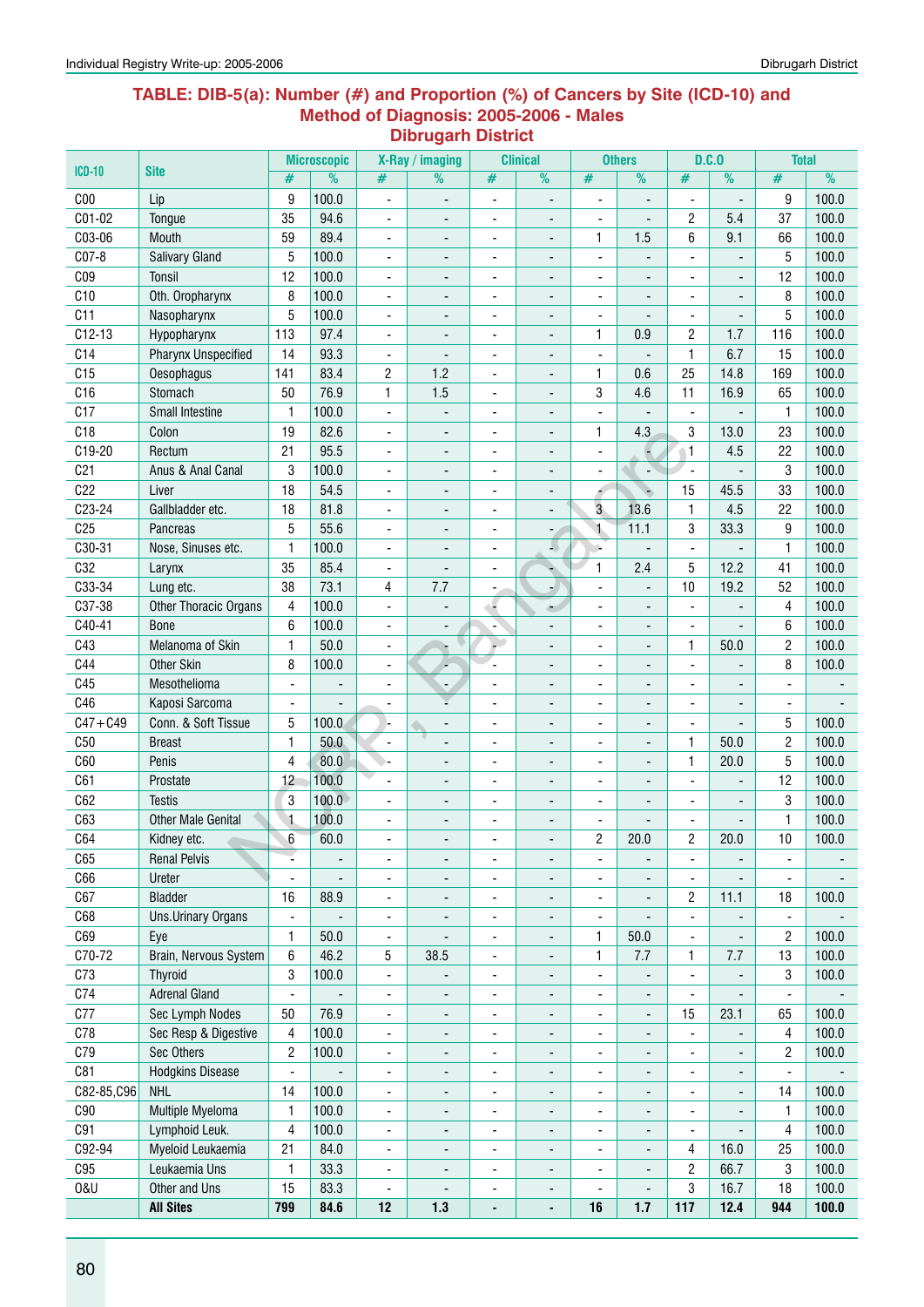## TABLE: DIB-5(a): Number (#) and Proportion (%) of Cancers by Site (ICD-10) and Method of Diagnosis: 2005-2006 - Males Dibrugarh District

| ICD-10 | Site | Microscopic | | X-Ray / imaging | | Clinical | | Others | | D.C.O | | Total | |
|---|---|---|---|---|---|---|---|---|---|---|---|---|---|
| | | # | % | # | % | # | % | # | % | # | % | # | % |
| C00 | Lip | 9 | 100.0 | - | - | - | - | - | - | - | - | 9 | 100.0 |
| C01-02 | Tongue | 35 | 94.6 | - | - | - | - | - | - | 2 | 5.4 | 37 | 100.0 |
| C03-06 | Mouth | 59 | 89.4 | - | - | - | - | 1 | 1.5 | 6 | 9.1 | 66 | 100.0 |
| C07-8 | Salivary Gland | 5 | 100.0 | - | - | - | - | - | - | - | - | 5 | 100.0 |
| C09 | Tonsil | 12 | 100.0 | - | - | - | - | - | - | - | - | 12 | 100.0 |
| C10 | Oth. Oropharynx | 8 | 100.0 | - | - | - | - | - | - | - | - | 8 | 100.0 |
| C11 | Nasopharynx | 5 | 100.0 | - | - | - | - | - | - | - | - | 5 | 100.0 |
| C12-13 | Hypopharynx | 113 | 97.4 | - | - | - | - | 1 | 0.9 | 2 | 1.7 | 116 | 100.0 |
| C14 | Pharynx Unspecified | 14 | 93.3 | - | - | - | - | - | - | 1 | 6.7 | 15 | 100.0 |
| C15 | Oesophagus | 141 | 83.4 | 2 | 1.2 | - | - | 1 | 0.6 | 25 | 14.8 | 169 | 100.0 |
| C16 | Stomach | 50 | 76.9 | 1 | 1.5 | - | - | 3 | 4.6 | 11 | 16.9 | 65 | 100.0 |
| C17 | Small Intestine | 1 | 100.0 | - | - | - | - | - | - | - | - | 1 | 100.0 |
| C18 | Colon | 19 | 82.6 | - | - | - | - | 1 | 4.3 | 3 | 13.0 | 23 | 100.0 |
| C19-20 | Rectum | 21 | 95.5 | - | - | - | - | - | - | 1 | 4.5 | 22 | 100.0 |
| C21 | Anus & Anal Canal | 3 | 100.0 | - | - | - | - | - | - | - | - | 3 | 100.0 |
| C22 | Liver | 18 | 54.5 | - | - | - | - | - | - | 15 | 45.5 | 33 | 100.0 |
| C23-24 | Gallbladder etc. | 18 | 81.8 | - | - | - | - | 3 | 13.6 | 1 | 4.5 | 22 | 100.0 |
| C25 | Pancreas | 5 | 55.6 | - | - | - | - | 1 | 11.1 | 3 | 33.3 | 9 | 100.0 |
| C30-31 | Nose, Sinuses etc. | 1 | 100.0 | - | - | - | - | - | - | - | - | 1 | 100.0 |
| C32 | Larynx | 35 | 85.4 | - | - | - | - | 1 | 2.4 | 5 | 12.2 | 41 | 100.0 |
| C33-34 | Lung etc. | 38 | 73.1 | 4 | 7.7 | - | - | - | - | 10 | 19.2 | 52 | 100.0 |
| C37-38 | Other Thoracic Organs | 4 | 100.0 | - | - | - | - | - | - | - | - | 4 | 100.0 |
| C40-41 | Bone | 6 | 100.0 | - | - | - | - | - | - | - | - | 6 | 100.0 |
| C43 | Melanoma of Skin | 1 | 50.0 | - | - | - | - | - | - | 1 | 50.0 | 2 | 100.0 |
| C44 | Other Skin | 8 | 100.0 | - | - | - | - | - | - | - | - | 8 | 100.0 |
| C45 | Mesothelioma | - | - | - | - | - | - | - | - | - | - | - | - |
| C46 | Kaposi Sarcoma | - | - | - | - | - | - | - | - | - | - | - | - |
| C47+C49 | Conn. & Soft Tissue | 5 | 100.0 | - | - | - | - | - | - | - | - | 5 | 100.0 |
| C50 | Breast | 1 | 50.0 | - | - | - | - | - | - | 1 | 50.0 | 2 | 100.0 |
| C60 | Penis | 4 | 80.0 | - | - | - | - | - | - | 1 | 20.0 | 5 | 100.0 |
| C61 | Prostate | 12 | 100.0 | - | - | - | - | - | - | - | - | 12 | 100.0 |
| C62 | Testis | 3 | 100.0 | - | - | - | - | - | - | - | - | 3 | 100.0 |
| C63 | Other Male Genital | 1 | 100.0 | - | - | - | - | - | - | - | - | 1 | 100.0 |
| C64 | Kidney etc. | 6 | 60.0 | - | - | - | - | 2 | 20.0 | 2 | 20.0 | 10 | 100.0 |
| C65 | Renal Pelvis | - | - | - | - | - | - | - | - | - | - | - | - |
| C66 | Ureter | - | - | - | - | - | - | - | - | - | - | - | - |
| C67 | Bladder | 16 | 88.9 | - | - | - | - | - | - | 2 | 11.1 | 18 | 100.0 |
| C68 | Uns.Urinary Organs | - | - | - | - | - | - | - | - | - | - | - | - |
| C69 | Eye | 1 | 50.0 | - | - | - | - | 1 | 50.0 | - | - | 2 | 100.0 |
| C70-72 | Brain, Nervous System | 6 | 46.2 | 5 | 38.5 | - | - | 1 | 7.7 | 1 | 7.7 | 13 | 100.0 |
| C73 | Thyroid | 3 | 100.0 | - | - | - | - | - | - | - | - | 3 | 100.0 |
| C74 | Adrenal Gland | - | - | - | - | - | - | - | - | - | - | - | - |
| C77 | Sec Lymph Nodes | 50 | 76.9 | - | - | - | - | - | - | 15 | 23.1 | 65 | 100.0 |
| C78 | Sec Resp & Digestive | 4 | 100.0 | - | - | - | - | - | - | - | - | 4 | 100.0 |
| C79 | Sec Others | 2 | 100.0 | - | - | - | - | - | - | - | - | 2 | 100.0 |
| C81 | Hodgkins Disease | - | - | - | - | - | - | - | - | - | - | - | - |
| C82-85,C96 | NHL | 14 | 100.0 | - | - | - | - | - | - | - | - | 14 | 100.0 |
| C90 | Multiple Myeloma | 1 | 100.0 | - | - | - | - | - | - | - | - | 1 | 100.0 |
| C91 | Lymphoid Leuk. | 4 | 100.0 | - | - | - | - | - | - | - | - | 4 | 100.0 |
| C92-94 | Myeloid Leukaemia | 21 | 84.0 | - | - | - | - | - | - | 4 | 16.0 | 25 | 100.0 |
| C95 | Leukaemia Uns | 1 | 33.3 | - | - | - | - | - | - | 2 | 66.7 | 3 | 100.0 |
| O&U | Other and Uns | 15 | 83.3 | - | - | - | - | - | - | 3 | 16.7 | 18 | 100.0 |
| | **All Sites** | **799** | **84.6** | **12** | **1.3** | **-** | **-** | **16** | **1.7** | **117** | **12.4** | **944** | **100.0** |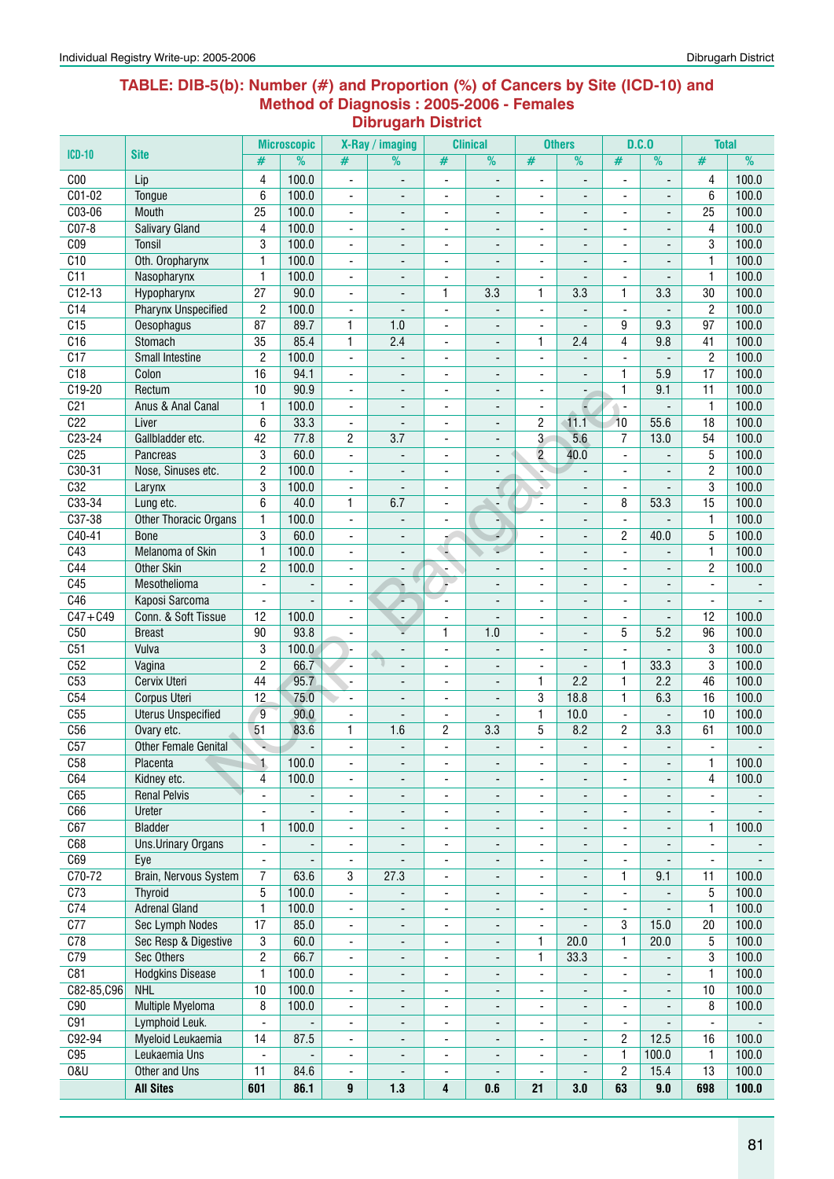## TABLE: DIB-5(b): Number (#) and Proportion (%) of Cancers by Site (ICD-10) and Method of Diagnosis : 2005-2006 - Females Dibrugarh District

| ICD-10 | Site | Microscopic | | X-Ray / imaging | | Clinical | | Others | | D.C.O | | Total | |
|---|---|---|---|---|---|---|---|---|---|---|---|---|---|
| | | # | % | # | % | # | % | # | % | # | % | # | % |
| C00 | Lip | 4 | 100.0 | - | - | - | - | - | - | - | - | 4 | 100.0 |
| C01-02 | Tongue | 6 | 100.0 | - | - | - | - | - | - | - | - | 6 | 100.0 |
| C03-06 | Mouth | 25 | 100.0 | - | - | - | - | - | - | - | - | 25 | 100.0 |
| C07-8 | Salivary Gland | 4 | 100.0 | - | - | - | - | - | - | - | - | 4 | 100.0 |
| C09 | Tonsil | 3 | 100.0 | - | - | - | - | - | - | - | - | 3 | 100.0 |
| C10 | Oth. Oropharynx | 1 | 100.0 | - | - | - | - | - | - | - | - | 1 | 100.0 |
| C11 | Nasopharynx | 1 | 100.0 | - | - | - | - | - | - | - | - | 1 | 100.0 |
| C12-13 | Hypopharynx | 27 | 90.0 | - | - | 1 | 3.3 | 1 | 3.3 | 1 | 3.3 | 30 | 100.0 |
| C14 | Pharynx Unspecified | 2 | 100.0 | - | - | - | - | - | - | - | - | 2 | 100.0 |
| C15 | Oesophagus | 87 | 89.7 | 1 | 1.0 | - | - | - | - | 9 | 9.3 | 97 | 100.0 |
| C16 | Stomach | 35 | 85.4 | 1 | 2.4 | - | - | 1 | 2.4 | 4 | 9.8 | 41 | 100.0 |
| C17 | Small Intestine | 2 | 100.0 | - | - | - | - | - | - | - | - | 2 | 100.0 |
| C18 | Colon | 16 | 94.1 | - | - | - | - | - | - | 1 | 5.9 | 17 | 100.0 |
| C19-20 | Rectum | 10 | 90.9 | - | - | - | - | - | - | 1 | 9.1 | 11 | 100.0 |
| C21 | Anus & Anal Canal | 1 | 100.0 | - | - | - | - | - | - | - | - | 1 | 100.0 |
| C22 | Liver | 6 | 33.3 | - | - | - | - | 2 | 11.1 | 10 | 55.6 | 18 | 100.0 |
| C23-24 | Gallbladder etc. | 42 | 77.8 | 2 | 3.7 | - | - | 3 | 5.6 | 7 | 13.0 | 54 | 100.0 |
| C25 | Pancreas | 3 | 60.0 | - | - | - | - | 2 | 40.0 | - | - | 5 | 100.0 |
| C30-31 | Nose, Sinuses etc. | 2 | 100.0 | - | - | - | - | - | - | - | - | 2 | 100.0 |
| C32 | Larynx | 3 | 100.0 | - | - | - | - | - | - | - | - | 3 | 100.0 |
| C33-34 | Lung etc. | 6 | 40.0 | 1 | 6.7 | - | - | - | - | 8 | 53.3 | 15 | 100.0 |
| C37-38 | Other Thoracic Organs | 1 | 100.0 | - | - | - | - | - | - | - | - | 1 | 100.0 |
| C40-41 | Bone | 3 | 60.0 | - | - | - | - | - | - | 2 | 40.0 | 5 | 100.0 |
| C43 | Melanoma of Skin | 1 | 100.0 | - | - | - | - | - | - | - | - | 1 | 100.0 |
| C44 | Other Skin | 2 | 100.0 | - | - | - | - | - | - | - | - | 2 | 100.0 |
| C45 | Mesothelioma | - | - | - | - | - | - | - | - | - | - | - | - |
| C46 | Kaposi Sarcoma | - | - | - | - | - | - | - | - | - | - | - | - |
| C47+C49 | Conn. & Soft Tissue | 12 | 100.0 | - | - | - | - | - | - | - | - | 12 | 100.0 |
| C50 | Breast | 90 | 93.8 | - | - | 1 | 1.0 | - | - | 5 | 5.2 | 96 | 100.0 |
| C51 | Vulva | 3 | 100.0 | - | - | - | - | - | - | - | - | 3 | 100.0 |
| C52 | Vagina | 2 | 66.7 | - | - | - | - | - | - | 1 | 33.3 | 3 | 100.0 |
| C53 | Cervix Uteri | 44 | 95.7 | - | - | - | - | 1 | 2.2 | 1 | 2.2 | 46 | 100.0 |
| C54 | Corpus Uteri | 12 | 75.0 | - | - | - | - | 3 | 18.8 | 1 | 6.3 | 16 | 100.0 |
| C55 | Uterus Unspecified | 9 | 90.0 | - | - | - | - | 1 | 10.0 | - | - | 10 | 100.0 |
| C56 | Ovary etc. | 51 | 83.6 | 1 | 1.6 | 2 | 3.3 | 5 | 8.2 | 2 | 3.3 | 61 | 100.0 |
| C57 | Other Female Genital | - | - | - | - | - | - | - | - | - | - | - | - |
| C58 | Placenta | 1 | 100.0 | - | - | - | - | - | - | - | - | 1 | 100.0 |
| C64 | Kidney etc. | 4 | 100.0 | - | - | - | - | - | - | - | - | 4 | 100.0 |
| C65 | Renal Pelvis | - | - | - | - | - | - | - | - | - | - | - | - |
| C66 | Ureter | - | - | - | - | - | - | - | - | - | - | - | - |
| C67 | Bladder | 1 | 100.0 | - | - | - | - | - | - | - | - | 1 | 100.0 |
| C68 | Uns.Urinary Organs | - | - | - | - | - | - | - | - | - | - | - | - |
| C69 | Eye | - | - | - | - | - | - | - | - | - | - | - | - |
| C70-72 | Brain, Nervous System | 7 | 63.6 | 3 | 27.3 | - | - | - | - | 1 | 9.1 | 11 | 100.0 |
| C73 | Thyroid | 5 | 100.0 | - | - | - | - | - | - | - | - | 5 | 100.0 |
| C74 | Adrenal Gland | 1 | 100.0 | - | - | - | - | - | - | - | - | 1 | 100.0 |
| C77 | Sec Lymph Nodes | 17 | 85.0 | - | - | - | - | - | - | 3 | 15.0 | 20 | 100.0 |
| C78 | Sec Resp & Digestive | 3 | 60.0 | - | - | - | - | 1 | 20.0 | 1 | 20.0 | 5 | 100.0 |
| C79 | Sec Others | 2 | 66.7 | - | - | - | - | 1 | 33.3 | - | - | 3 | 100.0 |
| C81 | Hodgkins Disease | 1 | 100.0 | - | - | - | - | - | - | - | - | 1 | 100.0 |
| C82-85,C96 | NHL | 10 | 100.0 | - | - | - | - | - | - | - | - | 10 | 100.0 |
| C90 | Multiple Myeloma | 8 | 100.0 | - | - | - | - | - | - | - | - | 8 | 100.0 |
| C91 | Lymphoid Leuk. | - | - | - | - | - | - | - | - | - | - | - | - |
| C92-94 | Myeloid Leukaemia | 14 | 87.5 | - | - | - | - | - | - | 2 | 12.5 | 16 | 100.0 |
| C95 | Leukaemia Uns | - | - | - | - | - | - | - | - | 1 | 100.0 | 1 | 100.0 |
| O&U | Other and Uns | 11 | 84.6 | - | - | - | - | - | - | 2 | 15.4 | 13 | 100.0 |
| | **All Sites** | **601** | **86.1** | **9** | **1.3** | **4** | **0.6** | **21** | **3.0** | **63** | **9.0** | **698** | **100.0** |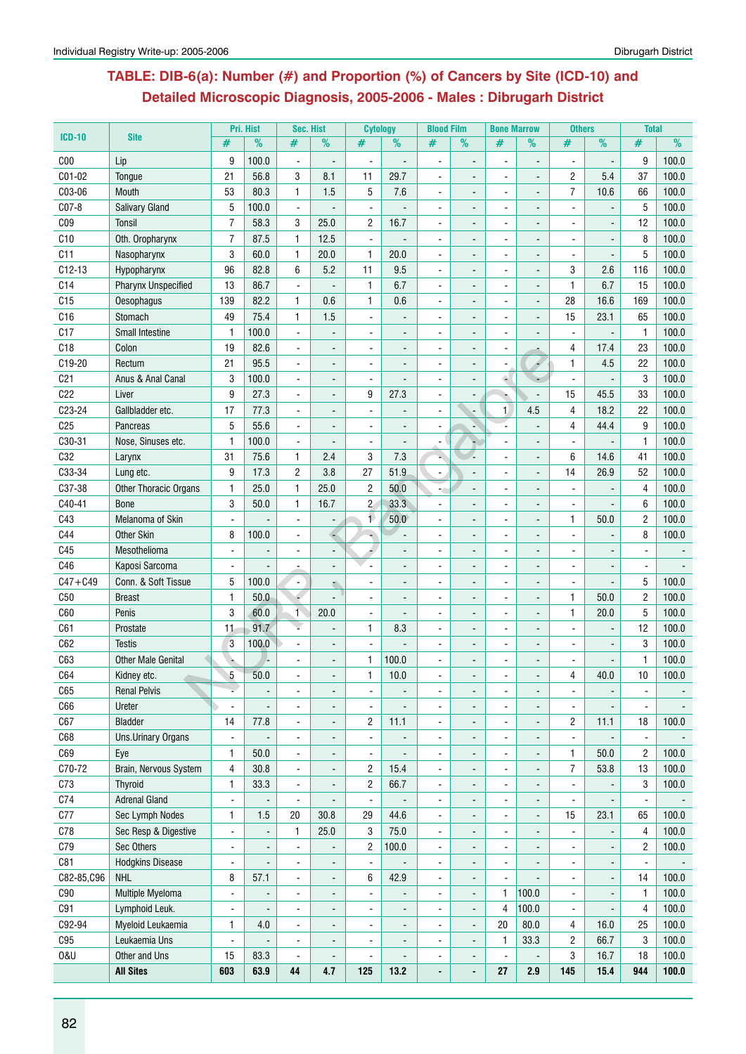## TABLE: DIB-6(a): Number (#) and Proportion (%) of Cancers by Site (ICD-10) and Detailed Microscopic Diagnosis, 2005-2006 - Males : Dibrugarh District

| ICD-10 | Site | Pri. Hist | | Sec. Hist | | Cytology | | Blood Film | | Bone Marrow | | Others | | Total | |
|---|---|---|---|---|---|---|---|---|---|---|---|---|---|---|---|
| | | # | % | # | % | # | % | # | % | # | % | # | % | # | % |
| C00 | Lip | 9 | 100.0 | - | - | - | - | - | - | - | - | - | - | 9 | 100.0 |
| C01-02 | Tongue | 21 | 56.8 | 3 | 8.1 | 11 | 29.7 | - | - | - | - | 2 | 5.4 | 37 | 100.0 |
| C03-06 | Mouth | 53 | 80.3 | 1 | 1.5 | 5 | 7.6 | - | - | - | - | 7 | 10.6 | 66 | 100.0 |
| C07-8 | Salivary Gland | 5 | 100.0 | - | - | - | - | - | - | - | - | - | - | 5 | 100.0 |
| C09 | Tonsil | 7 | 58.3 | 3 | 25.0 | 2 | 16.7 | - | - | - | - | - | - | 12 | 100.0 |
| C10 | Oth. Oropharynx | 7 | 87.5 | 1 | 12.5 | - | - | - | - | - | - | - | - | 8 | 100.0 |
| C11 | Nasopharynx | 3 | 60.0 | 1 | 20.0 | 1 | 20.0 | - | - | - | - | - | - | 5 | 100.0 |
| C12-13 | Hypopharynx | 96 | 82.8 | 6 | 5.2 | 11 | 9.5 | - | - | - | - | 3 | 2.6 | 116 | 100.0 |
| C14 | Pharynx Unspecified | 13 | 86.7 | - | - | 1 | 6.7 | - | - | - | - | 1 | 6.7 | 15 | 100.0 |
| C15 | Oesophagus | 139 | 82.2 | 1 | 0.6 | 1 | 0.6 | - | - | - | - | 28 | 16.6 | 169 | 100.0 |
| C16 | Stomach | 49 | 75.4 | 1 | 1.5 | - | - | - | - | - | - | 15 | 23.1 | 65 | 100.0 |
| C17 | Small Intestine | 1 | 100.0 | - | - | - | - | - | - | - | - | - | - | 1 | 100.0 |
| C18 | Colon | 19 | 82.6 | - | - | - | - | - | - | - | - | 4 | 17.4 | 23 | 100.0 |
| C19-20 | Rectum | 21 | 95.5 | - | - | - | - | - | - | - | - | 1 | 4.5 | 22 | 100.0 |
| C21 | Anus & Anal Canal | 3 | 100.0 | - | - | - | - | - | - | - | - | - | - | 3 | 100.0 |
| C22 | Liver | 9 | 27.3 | - | - | 9 | 27.3 | - | - | - | - | 15 | 45.5 | 33 | 100.0 |
| C23-24 | Gallbladder etc. | 17 | 77.3 | - | - | - | - | - | - | 1 | 4.5 | 4 | 18.2 | 22 | 100.0 |
| C25 | Pancreas | 5 | 55.6 | - | - | - | - | - | - | - | - | 4 | 44.4 | 9 | 100.0 |
| C30-31 | Nose, Sinuses etc. | 1 | 100.0 | - | - | - | - | - | - | - | - | - | - | 1 | 100.0 |
| C32 | Larynx | 31 | 75.6 | 1 | 2.4 | 3 | 7.3 | - | - | - | - | 6 | 14.6 | 41 | 100.0 |
| C33-34 | Lung etc. | 9 | 17.3 | 2 | 3.8 | 27 | 51.9 | - | - | - | - | 14 | 26.9 | 52 | 100.0 |
| C37-38 | Other Thoracic Organs | 1 | 25.0 | 1 | 25.0 | 2 | 50.0 | - | - | - | - | - | - | 4 | 100.0 |
| C40-41 | Bone | 3 | 50.0 | 1 | 16.7 | 2 | 33.3 | - | - | - | - | - | - | 6 | 100.0 |
| C43 | Melanoma of Skin | - | - | - | - | 1 | 50.0 | - | - | - | - | 1 | 50.0 | 2 | 100.0 |
| C44 | Other Skin | 8 | 100.0 | - | - | - | - | - | - | - | - | - | - | 8 | 100.0 |
| C45 | Mesothelioma | - | - | - | - | - | - | - | - | - | - | - | - | - | - |
| C46 | Kaposi Sarcoma | - | - | - | - | - | - | - | - | - | - | - | - | - | - |
| C47+C49 | Conn. & Soft Tissue | 5 | 100.0 | - | - | - | - | - | - | - | - | - | - | 5 | 100.0 |
| C50 | Breast | 1 | 50.0 | - | - | - | - | - | - | - | - | 1 | 50.0 | 2 | 100.0 |
| C60 | Penis | 3 | 60.0 | 1 | 20.0 | - | - | - | - | - | - | 1 | 20.0 | 5 | 100.0 |
| C61 | Prostate | 11 | 91.7 | - | - | 1 | 8.3 | - | - | - | - | - | - | 12 | 100.0 |
| C62 | Testis | 3 | 100.0 | - | - | - | - | - | - | - | - | - | - | 3 | 100.0 |
| C63 | Other Male Genital | - | - | - | - | 1 | 100.0 | - | - | - | - | - | - | 1 | 100.0 |
| C64 | Kidney etc. | 5 | 50.0 | - | - | 1 | 10.0 | - | - | - | - | 4 | 40.0 | 10 | 100.0 |
| C65 | Renal Pelvis | - | - | - | - | - | - | - | - | - | - | - | - | - | - |
| C66 | Ureter | - | - | - | - | - | - | - | - | - | - | - | - | - | - |
| C67 | Bladder | 14 | 77.8 | - | - | 2 | 11.1 | - | - | - | - | 2 | 11.1 | 18 | 100.0 |
| C68 | Uns.Urinary Organs | - | - | - | - | - | - | - | - | - | - | - | - | - | - |
| C69 | Eye | 1 | 50.0 | - | - | - | - | - | - | - | - | 1 | 50.0 | 2 | 100.0 |
| C70-72 | Brain, Nervous System | 4 | 30.8 | - | - | 2 | 15.4 | - | - | - | - | 7 | 53.8 | 13 | 100.0 |
| C73 | Thyroid | 1 | 33.3 | - | - | 2 | 66.7 | - | - | - | - | - | - | 3 | 100.0 |
| C74 | Adrenal Gland | - | - | - | - | - | - | - | - | - | - | - | - | - | - |
| C77 | Sec Lymph Nodes | 1 | 1.5 | 20 | 30.8 | 29 | 44.6 | - | - | - | - | 15 | 23.1 | 65 | 100.0 |
| C78 | Sec Resp & Digestive | - | - | 1 | 25.0 | 3 | 75.0 | - | - | - | - | - | - | 4 | 100.0 |
| C79 | Sec Others | - | - | - | - | 2 | 100.0 | - | - | - | - | - | - | 2 | 100.0 |
| C81 | Hodgkins Disease | - | - | - | - | - | - | - | - | - | - | - | - | - | - |
| C82-85,C96 | NHL | 8 | 57.1 | - | - | 6 | 42.9 | - | - | - | - | - | - | 14 | 100.0 |
| C90 | Multiple Myeloma | - | - | - | - | - | - | - | - | 1 | 100.0 | - | - | 1 | 100.0 |
| C91 | Lymphoid Leuk. | - | - | - | - | - | - | - | - | 4 | 100.0 | - | - | 4 | 100.0 |
| C92-94 | Myeloid Leukaemia | 1 | 4.0 | - | - | - | - | - | - | 20 | 80.0 | 4 | 16.0 | 25 | 100.0 |
| C95 | Leukaemia Uns | - | - | - | - | - | - | - | - | 1 | 33.3 | 2 | 66.7 | 3 | 100.0 |
| O&U | Other and Uns | 15 | 83.3 | - | - | - | - | - | - | - | - | 3 | 16.7 | 18 | 100.0 |
| | **All Sites** | **603** | **63.9** | **44** | **4.7** | **125** | **13.2** | **-** | **-** | **27** | **2.9** | **145** | **15.4** | **944** | **100.0** |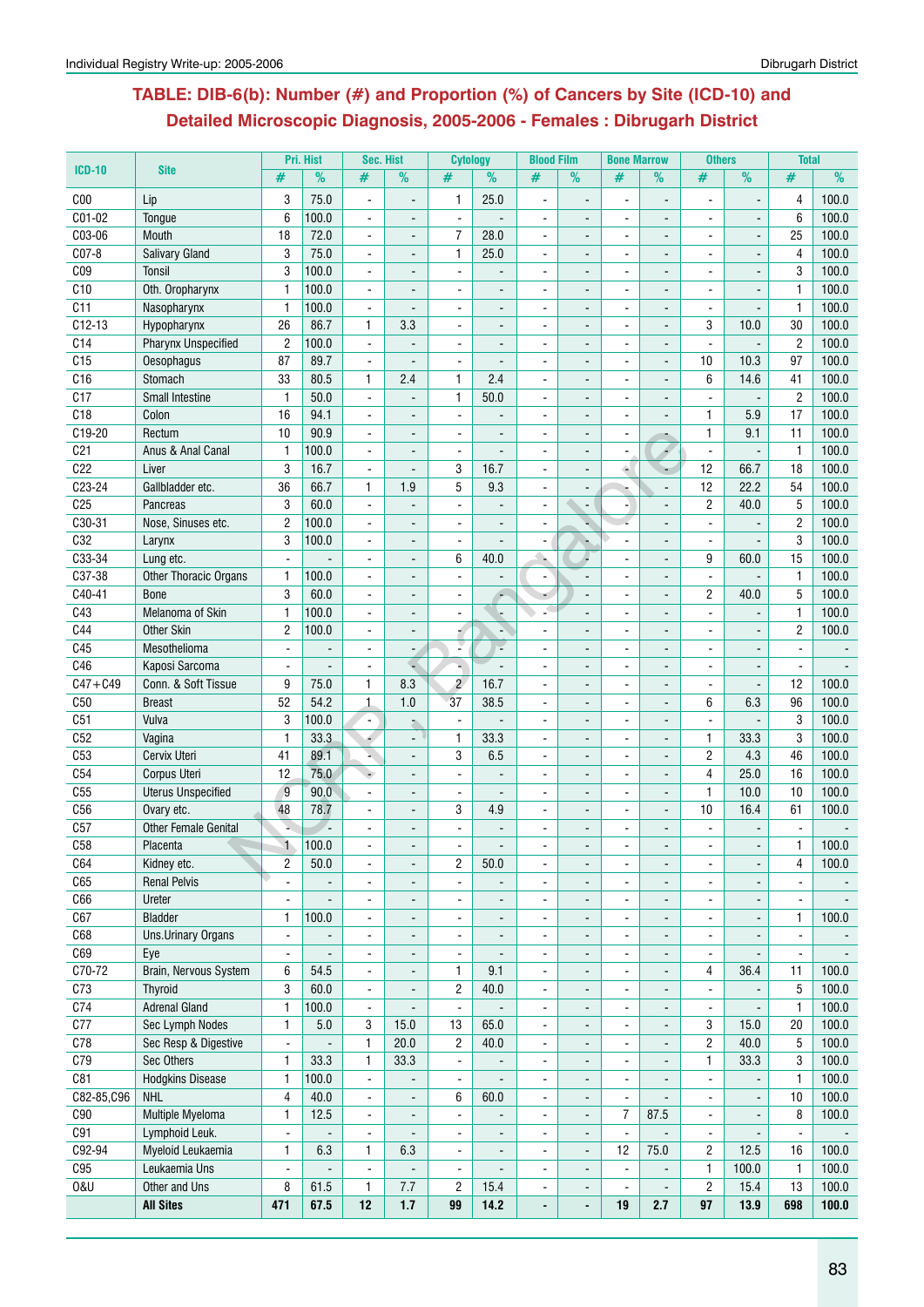## TABLE: DIB-6(b): Number (#) and Proportion (%) of Cancers by Site (ICD-10) and Detailed Microscopic Diagnosis, 2005-2006 - Females : Dibrugarh District

| ICD-10 | Site | Pri. Hist | | Sec. Hist | | Cytology | | Blood Film | | Bone Marrow | | Others | | Total | |
|---|---|---|---|---|---|---|---|---|---|---|---|---|---|---|---|
| | | # | % | # | % | # | % | # | % | # | % | # | % | # | % |
| C00 | Lip | 3 | 75.0 | - | - | 1 | 25.0 | - | - | - | - | - | - | 4 | 100.0 |
| C01-02 | Tongue | 6 | 100.0 | - | - | - | - | - | - | - | - | - | - | 6 | 100.0 |
| C03-06 | Mouth | 18 | 72.0 | - | - | 7 | 28.0 | - | - | - | - | - | - | 25 | 100.0 |
| C07-8 | Salivary Gland | 3 | 75.0 | - | - | 1 | 25.0 | - | - | - | - | - | - | 4 | 100.0 |
| C09 | Tonsil | 3 | 100.0 | - | - | - | - | - | - | - | - | - | - | 3 | 100.0 |
| C10 | Oth. Oropharynx | 1 | 100.0 | - | - | - | - | - | - | - | - | - | - | 1 | 100.0 |
| C11 | Nasopharynx | 1 | 100.0 | - | - | - | - | - | - | - | - | - | - | 1 | 100.0 |
| C12-13 | Hypopharynx | 26 | 86.7 | 1 | 3.3 | - | - | - | - | - | - | 3 | 10.0 | 30 | 100.0 |
| C14 | Pharynx Unspecified | 2 | 100.0 | - | - | - | - | - | - | - | - | - | - | 2 | 100.0 |
| C15 | Oesophagus | 87 | 89.7 | - | - | - | - | - | - | - | - | 10 | 10.3 | 97 | 100.0 |
| C16 | Stomach | 33 | 80.5 | 1 | 2.4 | 1 | 2.4 | - | - | - | - | 6 | 14.6 | 41 | 100.0 |
| C17 | Small Intestine | 1 | 50.0 | - | - | 1 | 50.0 | - | - | - | - | - | - | 2 | 100.0 |
| C18 | Colon | 16 | 94.1 | - | - | - | - | - | - | - | - | 1 | 5.9 | 17 | 100.0 |
| C19-20 | Rectum | 10 | 90.9 | - | - | - | - | - | - | - | - | 1 | 9.1 | 11 | 100.0 |
| C21 | Anus & Anal Canal | 1 | 100.0 | - | - | - | - | - | - | - | - | - | - | 1 | 100.0 |
| C22 | Liver | 3 | 16.7 | - | - | 3 | 16.7 | - | - | - | - | 12 | 66.7 | 18 | 100.0 |
| C23-24 | Gallbladder etc. | 36 | 66.7 | 1 | 1.9 | 5 | 9.3 | - | - | - | - | 12 | 22.2 | 54 | 100.0 |
| C25 | Pancreas | 3 | 60.0 | - | - | - | - | - | - | - | - | 2 | 40.0 | 5 | 100.0 |
| C30-31 | Nose, Sinuses etc. | 2 | 100.0 | - | - | - | - | - | - | - | - | - | - | 2 | 100.0 |
| C32 | Larynx | 3 | 100.0 | - | - | - | - | - | - | - | - | - | - | 3 | 100.0 |
| C33-34 | Lung etc. | - | - | - | - | 6 | 40.0 | - | - | - | - | 9 | 60.0 | 15 | 100.0 |
| C37-38 | Other Thoracic Organs | 1 | 100.0 | - | - | - | - | - | - | - | - | - | - | 1 | 100.0 |
| C40-41 | Bone | 3 | 60.0 | - | - | - | - | - | - | - | - | 2 | 40.0 | 5 | 100.0 |
| C43 | Melanoma of Skin | 1 | 100.0 | - | - | - | - | - | - | - | - | - | - | 1 | 100.0 |
| C44 | Other Skin | 2 | 100.0 | - | - | - | - | - | - | - | - | - | - | 2 | 100.0 |
| C45 | Mesothelioma | - | - | - | - | - | - | - | - | - | - | - | - | - | - |
| C46 | Kaposi Sarcoma | - | - | - | - | - | - | - | - | - | - | - | - | - | - |
| C47+C49 | Conn. & Soft Tissue | 9 | 75.0 | 1 | 8.3 | 2 | 16.7 | - | - | - | - | - | - | 12 | 100.0 |
| C50 | Breast | 52 | 54.2 | 1 | 1.0 | 37 | 38.5 | - | - | - | - | 6 | 6.3 | 96 | 100.0 |
| C51 | Vulva | 3 | 100.0 | - | - | - | - | - | - | - | - | - | - | 3 | 100.0 |
| C52 | Vagina | 1 | 33.3 | - | - | 1 | 33.3 | - | - | - | - | 1 | 33.3 | 3 | 100.0 |
| C53 | Cervix Uteri | 41 | 89.1 | - | - | 3 | 6.5 | - | - | - | - | 2 | 4.3 | 46 | 100.0 |
| C54 | Corpus Uteri | 12 | 75.0 | - | - | - | - | - | - | - | - | 4 | 25.0 | 16 | 100.0 |
| C55 | Uterus Unspecified | 9 | 90.0 | - | - | - | - | - | - | - | - | 1 | 10.0 | 10 | 100.0 |
| C56 | Ovary etc. | 48 | 78.7 | - | - | 3 | 4.9 | - | - | - | - | 10 | 16.4 | 61 | 100.0 |
| C57 | Other Female Genital | - | - | - | - | - | - | - | - | - | - | - | - | - | - |
| C58 | Placenta | 1 | 100.0 | - | - | - | - | - | - | - | - | - | - | 1 | 100.0 |
| C64 | Kidney etc. | 2 | 50.0 | - | - | 2 | 50.0 | - | - | - | - | - | - | 4 | 100.0 |
| C65 | Renal Pelvis | - | - | - | - | - | - | - | - | - | - | - | - | - | - |
| C66 | Ureter | - | - | - | - | - | - | - | - | - | - | - | - | - | - |
| C67 | Bladder | 1 | 100.0 | - | - | - | - | - | - | - | - | - | - | 1 | 100.0 |
| C68 | Uns.Urinary Organs | - | - | - | - | - | - | - | - | - | - | - | - | - | - |
| C69 | Eye | - | - | - | - | - | - | - | - | - | - | - | - | - | - |
| C70-72 | Brain, Nervous System | 6 | 54.5 | - | - | 1 | 9.1 | - | - | - | - | 4 | 36.4 | 11 | 100.0 |
| C73 | Thyroid | 3 | 60.0 | - | - | 2 | 40.0 | - | - | - | - | - | - | 5 | 100.0 |
| C74 | Adrenal Gland | 1 | 100.0 | - | - | - | - | - | - | - | - | - | - | 1 | 100.0 |
| C77 | Sec Lymph Nodes | 1 | 5.0 | 3 | 15.0 | 13 | 65.0 | - | - | - | - | 3 | 15.0 | 20 | 100.0 |
| C78 | Sec Resp & Digestive | - | - | 1 | 20.0 | 2 | 40.0 | - | - | - | - | 2 | 40.0 | 5 | 100.0 |
| C79 | Sec Others | 1 | 33.3 | 1 | 33.3 | - | - | - | - | - | - | 1 | 33.3 | 3 | 100.0 |
| C81 | Hodgkins Disease | 1 | 100.0 | - | - | - | - | - | - | - | - | - | - | 1 | 100.0 |
| C82-85,C96 | NHL | 4 | 40.0 | - | - | 6 | 60.0 | - | - | - | - | - | - | 10 | 100.0 |
| C90 | Multiple Myeloma | 1 | 12.5 | - | - | - | - | - | - | 7 | 87.5 | - | - | 8 | 100.0 |
| C91 | Lymphoid Leuk. | - | - | - | - | - | - | - | - | - | - | - | - | - | - |
| C92-94 | Myeloid Leukaemia | 1 | 6.3 | 1 | 6.3 | - | - | - | - | 12 | 75.0 | 2 | 12.5 | 16 | 100.0 |
| C95 | Leukaemia Uns | - | - | - | - | - | - | - | - | - | - | 1 | 100.0 | 1 | 100.0 |
| O&U | Other and Uns | 8 | 61.5 | 1 | 7.7 | 2 | 15.4 | - | - | - | - | 2 | 15.4 | 13 | 100.0 |
| | **All Sites** | **471** | **67.5** | **12** | **1.7** | **99** | **14.2** | **-** | **-** | **19** | **2.7** | **97** | **13.9** | **698** | **100.0** |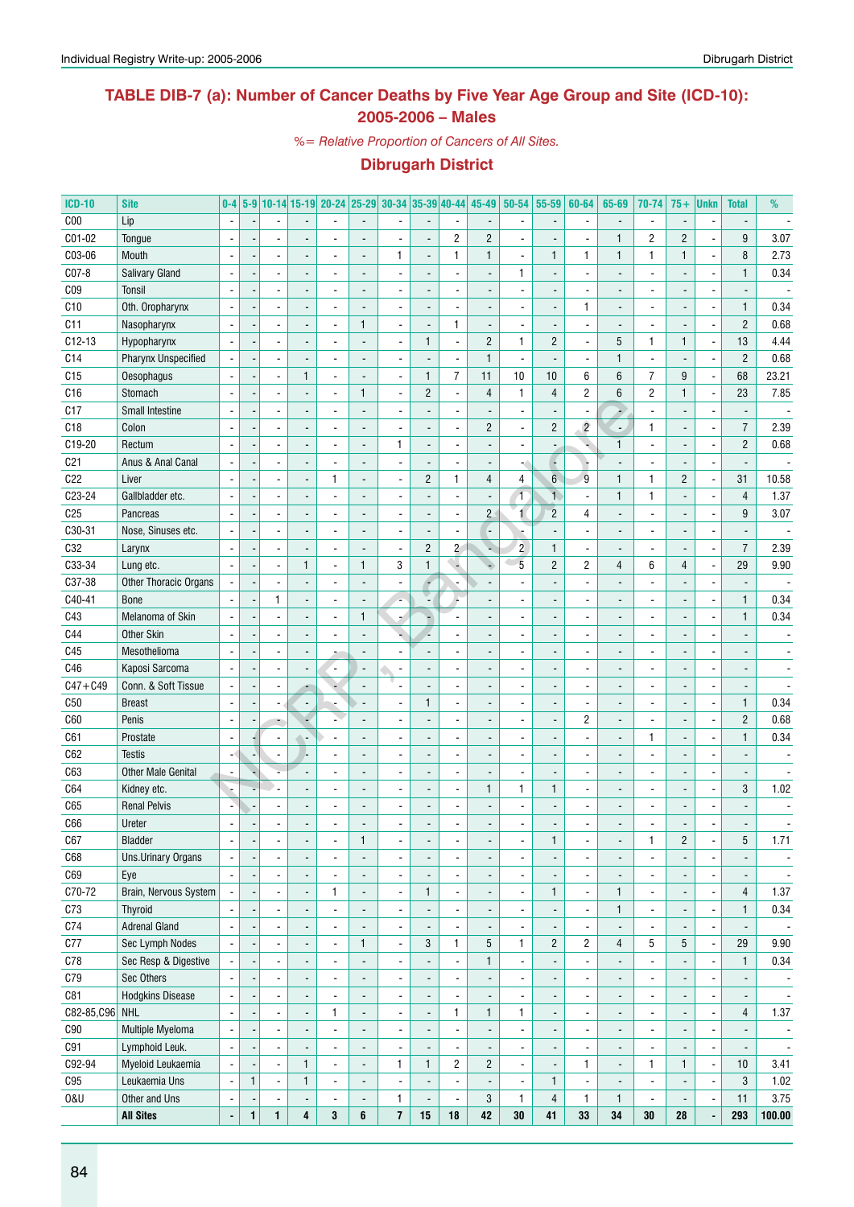## TABLE DIB-7 (a): Number of Cancer Deaths by Five Year Age Group and Site (ICD-10): 2005-2006 – Males

*%= Relative Proportion of Cancers of All Sites.*

### Dibrugarh District

| ICD-10 | Site | 0-4 | 5-9 | 10-14 | 15-19 | 20-24 | 25-29 | 30-34 | 35-39 | 40-44 | 45-49 | 50-54 | 55-59 | 60-64 | 65-69 | 70-74 | 75+ | Unkn | Total | % |
|---|---|---|---|---|---|---|---|---|---|---|---|---|---|---|---|---|---|---|---|---|
| C00 | Lip | - | - | - | - | - | - | - | - | - | - | - | - | - | - | - | - | - | - | - |
| C01-02 | Tongue | - | - | - | - | - | - | - | - | 2 | 2 | - | - | - | 1 | 2 | 2 | - | 9 | 3.07 |
| C03-06 | Mouth | - | - | - | - | - | - | 1 | - | 1 | 1 | - | 1 | 1 | 1 | 1 | 1 | - | 8 | 2.73 |
| C07-8 | Salivary Gland | - | - | - | - | - | - | - | - | - | - | 1 | - | - | - | - | - | - | 1 | 0.34 |
| C09 | Tonsil | - | - | - | - | - | - | - | - | - | - | - | - | - | - | - | - | - | - | - |
| C10 | Oth. Oropharynx | - | - | - | - | - | - | - | - | - | - | - | - | 1 | - | - | - | - | 1 | 0.34 |
| C11 | Nasopharynx | - | - | - | - | - | 1 | - | - | 1 | - | - | - | - | - | - | - | - | 2 | 0.68 |
| C12-13 | Hypopharynx | - | - | - | - | - | - | - | 1 | - | 2 | 1 | 2 | - | 5 | 1 | 1 | - | 13 | 4.44 |
| C14 | Pharynx Unspecified | - | - | - | - | - | - | - | - | - | 1 | - | - | - | 1 | - | - | - | 2 | 0.68 |
| C15 | Oesophagus | - | - | - | 1 | - | - | - | 1 | 7 | 11 | 10 | 10 | 6 | 6 | 7 | 9 | - | 68 | 23.21 |
| C16 | Stomach | - | - | - | - | - | 1 | - | 2 | - | 4 | 1 | 4 | 2 | 6 | 2 | 1 | - | 23 | 7.85 |
| C17 | Small Intestine | - | - | - | - | - | - | - | - | - | - | - | - | - | - | - | - | - | - | - |
| C18 | Colon | - | - | - | - | - | - | - | - | - | 2 | - | 2 | 2 | - | 1 | - | - | 7 | 2.39 |
| C19-20 | Rectum | - | - | - | - | - | - | 1 | - | - | - | - | - | - | 1 | - | - | - | 2 | 0.68 |
| C21 | Anus & Anal Canal | - | - | - | - | - | - | - | - | - | - | - | - | - | - | - | - | - | - | - |
| C22 | Liver | - | - | - | - | 1 | - | - | 2 | 1 | 4 | 4 | 6 | 9 | 1 | 1 | 2 | - | 31 | 10.58 |
| C23-24 | Gallbladder etc. | - | - | - | - | - | - | - | - | - | - | 1 | 1 | - | 1 | 1 | - | - | 4 | 1.37 |
| C25 | Pancreas | - | - | - | - | - | - | - | - | - | 2 | 1 | 2 | 4 | - | - | - | - | 9 | 3.07 |
| C30-31 | Nose, Sinuses etc. | - | - | - | - | - | - | - | - | - | - | - | - | - | - | - | - | - | - | - |
| C32 | Larynx | - | - | - | - | - | - | - | 2 | 2 | - | 2 | 1 | - | - | - | - | - | 7 | 2.39 |
| C33-34 | Lung etc. | - | - | - | 1 | - | 1 | 3 | 1 | - | - | 5 | 2 | 2 | 4 | 6 | 4 | - | 29 | 9.90 |
| C37-38 | Other Thoracic Organs | - | - | - | - | - | - | - | - | - | - | - | - | - | - | - | - | - | - | - |
| C40-41 | Bone | - | - | 1 | - | - | - | - | - | - | - | - | - | - | - | - | - | - | 1 | 0.34 |
| C43 | Melanoma of Skin | - | - | - | - | - | 1 | - | - | - | - | - | - | - | - | - | - | - | 1 | 0.34 |
| C44 | Other Skin | - | - | - | - | - | - | - | - | - | - | - | - | - | - | - | - | - | - | - |
| C45 | Mesothelioma | - | - | - | - | - | - | - | - | - | - | - | - | - | - | - | - | - | - | - |
| C46 | Kaposi Sarcoma | - | - | - | - | - | - | - | - | - | - | - | - | - | - | - | - | - | - | - |
| C47+C49 | Conn. & Soft Tissue | - | - | - | - | - | - | - | - | - | - | - | - | - | - | - | - | - | - | - |
| C50 | Breast | - | - | - | - | - | - | - | 1 | - | - | - | - | - | - | - | - | - | 1 | 0.34 |
| C60 | Penis | - | - | - | - | - | - | - | - | - | - | - | - | 2 | - | - | - | - | 2 | 0.68 |
| C61 | Prostate | - | - | - | - | - | - | - | - | - | - | - | - | - | - | 1 | - | - | 1 | 0.34 |
| C62 | Testis | - | - | - | - | - | - | - | - | - | - | - | - | - | - | - | - | - | - | - |
| C63 | Other Male Genital | - | - | - | - | - | - | - | - | - | - | - | - | - | - | - | - | - | - | - |
| C64 | Kidney etc. | - | - | - | - | - | - | - | - | - | 1 | 1 | 1 | - | - | - | - | - | 3 | 1.02 |
| C65 | Renal Pelvis | - | - | - | - | - | - | - | - | - | - | - | - | - | - | - | - | - | - | - |
| C66 | Ureter | - | - | - | - | - | - | - | - | - | - | - | - | - | - | - | - | - | - | - |
| C67 | Bladder | - | - | - | - | - | 1 | - | - | - | - | - | 1 | - | - | 1 | 2 | - | 5 | 1.71 |
| C68 | Uns.Urinary Organs | - | - | - | - | - | - | - | - | - | - | - | - | - | - | - | - | - | - | - |
| C69 | Eye | - | - | - | - | - | - | - | - | - | - | - | - | - | - | - | - | - | - | - |
| C70-72 | Brain, Nervous System | - | - | - | - | 1 | - | - | 1 | - | - | - | 1 | - | 1 | - | - | - | 4 | 1.37 |
| C73 | Thyroid | - | - | - | - | - | - | - | - | - | - | - | - | - | 1 | - | - | - | 1 | 0.34 |
| C74 | Adrenal Gland | - | - | - | - | - | - | - | - | - | - | - | - | - | - | - | - | - | - | - |
| C77 | Sec Lymph Nodes | - | - | - | - | - | 1 | - | 3 | 1 | 5 | 1 | 2 | 2 | 4 | 5 | 5 | - | 29 | 9.90 |
| C78 | Sec Resp & Digestive | - | - | - | - | - | - | - | - | - | 1 | - | - | - | - | - | - | - | 1 | 0.34 |
| C79 | Sec Others | - | - | - | - | - | - | - | - | - | - | - | - | - | - | - | - | - | - | - |
| C81 | Hodgkins Disease | - | - | - | - | - | - | - | - | - | - | - | - | - | - | - | - | - | - | - |
| C82-85,C96 | NHL | - | - | - | - | 1 | - | - | - | 1 | 1 | 1 | - | - | - | - | - | - | 4 | 1.37 |
| C90 | Multiple Myeloma | - | - | - | - | - | - | - | - | - | - | - | - | - | - | - | - | - | - | - |
| C91 | Lymphoid Leuk. | - | - | - | - | - | - | - | - | - | - | - | - | - | - | - | - | - | - | - |
| C92-94 | Myeloid Leukaemia | - | - | - | 1 | - | - | 1 | 1 | 2 | 2 | - | - | 1 | - | 1 | 1 | - | 10 | 3.41 |
| C95 | Leukaemia Uns | - | 1 | - | 1 | - | - | - | - | - | - | - | 1 | - | - | - | - | - | 3 | 1.02 |
| O&U | Other and Uns | - | - | - | - | - | - | 1 | - | - | 3 | 1 | 4 | 1 | 1 | - | - | - | 11 | 3.75 |
| | **All Sites** | **-** | **1** | **1** | **4** | **3** | **6** | **7** | **15** | **18** | **42** | **30** | **41** | **33** | **34** | **30** | **28** | **-** | **293** | **100.00** |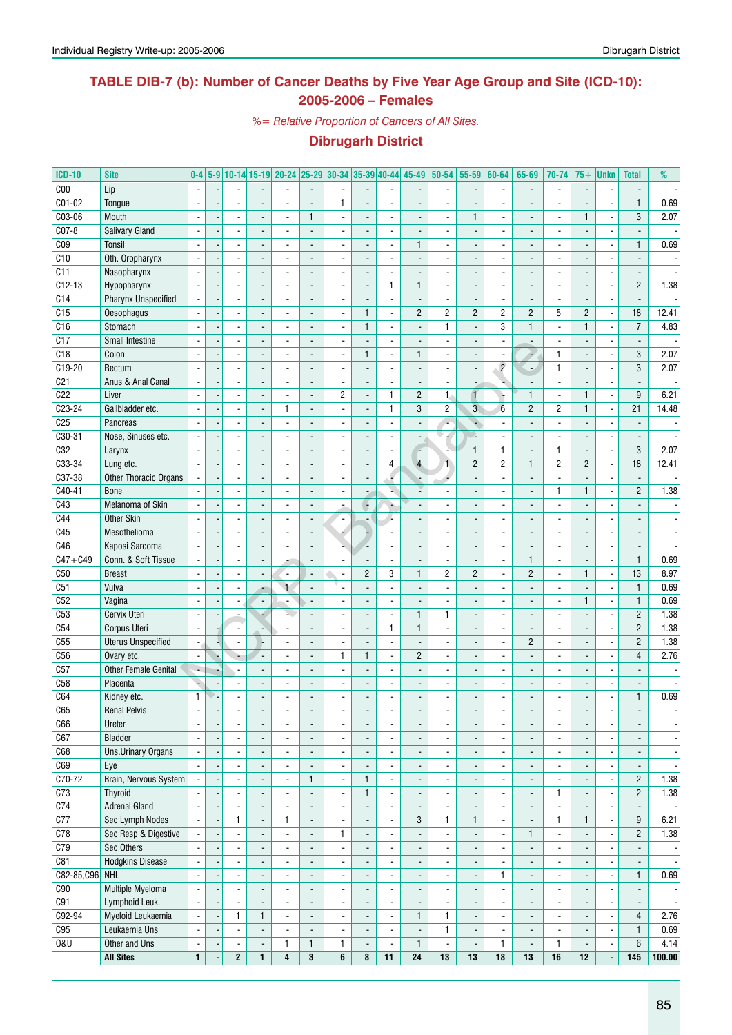## TABLE DIB-7 (b): Number of Cancer Deaths by Five Year Age Group and Site (ICD-10): 2005-2006 – Females

*%= Relative Proportion of Cancers of All Sites.*

### Dibrugarh District

| ICD-10 | Site | 0-4 | 5-9 | 10-14 | 15-19 | 20-24 | 25-29 | 30-34 | 35-39 | 40-44 | 45-49 | 50-54 | 55-59 | 60-64 | 65-69 | 70-74 | 75+ | Unkn | Total | % |
|---|---|---|---|---|---|---|---|---|---|---|---|---|---|---|---|---|---|---|---|---|
| C00 | Lip | - | - | - | - | - | - | - | - | - | - | - | - | - | - | - | - | - | - | - |
| C01-02 | Tongue | - | - | - | - | - | - | 1 | - | - | - | - | - | - | - | - | - | - | 1 | 0.69 |
| C03-06 | Mouth | - | - | - | - | - | 1 | - | - | - | - | - | 1 | - | - | - | 1 | - | 3 | 2.07 |
| C07-8 | Salivary Gland | - | - | - | - | - | - | - | - | - | - | - | - | - | - | - | - | - | - | - |
| C09 | Tonsil | - | - | - | - | - | - | - | - | - | 1 | - | - | - | - | - | - | - | 1 | 0.69 |
| C10 | Oth. Oropharynx | - | - | - | - | - | - | - | - | - | - | - | - | - | - | - | - | - | - | - |
| C11 | Nasopharynx | - | - | - | - | - | - | - | - | - | - | - | - | - | - | - | - | - | - | - |
| C12-13 | Hypopharynx | - | - | - | - | - | - | - | - | 1 | 1 | - | - | - | - | - | - | - | 2 | 1.38 |
| C14 | Pharynx Unspecified | - | - | - | - | - | - | - | - | - | - | - | - | - | - | - | - | - | - | - |
| C15 | Oesophagus | - | - | - | - | - | - | - | 1 | - | 2 | 2 | 2 | 2 | 2 | 5 | 2 | - | 18 | 12.41 |
| C16 | Stomach | - | - | - | - | - | - | - | 1 | - | - | 1 | - | 3 | 1 | - | 1 | - | 7 | 4.83 |
| C17 | Small Intestine | - | - | - | - | - | - | - | - | - | - | - | - | - | - | - | - | - | - | - |
| C18 | Colon | - | - | - | - | - | - | - | 1 | - | 1 | - | - | - | - | 1 | - | - | 3 | 2.07 |
| C19-20 | Rectum | - | - | - | - | - | - | - | - | - | - | - | - | 2 | - | 1 | - | - | 3 | 2.07 |
| C21 | Anus & Anal Canal | - | - | - | - | - | - | - | - | - | - | - | - | - | - | - | - | - | - | - |
| C22 | Liver | - | - | - | - | - | - | 2 | - | 1 | 2 | 1 | 1 | - | 1 | - | 1 | - | 9 | 6.21 |
| C23-24 | Gallbladder etc. | - | - | - | - | 1 | - | - | - | 1 | 3 | 2 | 3 | 6 | 2 | 2 | 1 | - | 21 | 14.48 |
| C25 | Pancreas | - | - | - | - | - | - | - | - | - | - | - | - | - | - | - | - | - | - | - |
| C30-31 | Nose, Sinuses etc. | - | - | - | - | - | - | - | - | - | - | - | - | - | - | - | - | - | - | - |
| C32 | Larynx | - | - | - | - | - | - | - | - | - | - | - | 1 | 1 | - | 1 | - | - | 3 | 2.07 |
| C33-34 | Lung etc. | - | - | - | - | - | - | - | - | 4 | 4 | 1 | 2 | 2 | 1 | 2 | 2 | - | 18 | 12.41 |
| C37-38 | Other Thoracic Organs | - | - | - | - | - | - | - | - | - | - | - | - | - | - | - | - | - | - | - |
| C40-41 | Bone | - | - | - | - | - | - | - | - | - | - | - | - | - | - | 1 | 1 | - | 2 | 1.38 |
| C43 | Melanoma of Skin | - | - | - | - | - | - | - | - | - | - | - | - | - | - | - | - | - | - | - |
| C44 | Other Skin | - | - | - | - | - | - | - | - | - | - | - | - | - | - | - | - | - | - | - |
| C45 | Mesothelioma | - | - | - | - | - | - | - | - | - | - | - | - | - | - | - | - | - | - | - |
| C46 | Kaposi Sarcoma | - | - | - | - | - | - | - | - | - | - | - | - | - | - | - | - | - | - | - |
| C47+C49 | Conn. & Soft Tissue | - | - | - | - | - | - | - | - | - | - | - | - | - | 1 | - | - | - | 1 | 0.69 |
| C50 | Breast | - | - | - | - | - | - | - | 2 | 3 | 1 | 2 | 2 | - | 2 | - | 1 | - | 13 | 8.97 |
| C51 | Vulva | - | - | - | - | 1 | - | - | - | - | - | - | - | - | - | - | - | - | 1 | 0.69 |
| C52 | Vagina | - | - | - | - | - | - | - | - | - | - | - | - | - | - | - | 1 | - | 1 | 0.69 |
| C53 | Cervix Uteri | - | - | - | - | - | - | - | - | - | 1 | 1 | - | - | - | - | - | - | 2 | 1.38 |
| C54 | Corpus Uteri | - | - | - | - | - | - | - | - | 1 | 1 | - | - | - | - | - | - | - | 2 | 1.38 |
| C55 | Uterus Unspecified | - | - | - | - | - | - | - | - | - | - | - | - | - | 2 | - | - | - | 2 | 1.38 |
| C56 | Ovary etc. | - | - | - | - | - | - | 1 | 1 | - | 2 | - | - | - | - | - | - | - | 4 | 2.76 |
| C57 | Other Female Genital | - | - | - | - | - | - | - | - | - | - | - | - | - | - | - | - | - | - | - |
| C58 | Placenta | - | - | - | - | - | - | - | - | - | - | - | - | - | - | - | - | - | - | - |
| C64 | Kidney etc. | 1 | - | - | - | - | - | - | - | - | - | - | - | - | - | - | - | - | 1 | 0.69 |
| C65 | Renal Pelvis | - | - | - | - | - | - | - | - | - | - | - | - | - | - | - | - | - | - | - |
| C66 | Ureter | - | - | - | - | - | - | - | - | - | - | - | - | - | - | - | - | - | - | - |
| C67 | Bladder | - | - | - | - | - | - | - | - | - | - | - | - | - | - | - | - | - | - | - |
| C68 | Uns.Urinary Organs | - | - | - | - | - | - | - | - | - | - | - | - | - | - | - | - | - | - | - |
| C69 | Eye | - | - | - | - | - | - | - | - | - | - | - | - | - | - | - | - | - | - | - |
| C70-72 | Brain, Nervous System | - | - | - | - | - | 1 | - | 1 | - | - | - | - | - | - | - | - | - | 2 | 1.38 |
| C73 | Thyroid | - | - | - | - | - | - | - | 1 | - | - | - | - | - | - | 1 | - | - | 2 | 1.38 |
| C74 | Adrenal Gland | - | - | - | - | - | - | - | - | - | - | - | - | - | - | - | - | - | - | - |
| C77 | Sec Lymph Nodes | - | - | 1 | - | 1 | - | - | - | - | 3 | 1 | 1 | - | - | 1 | 1 | - | 9 | 6.21 |
| C78 | Sec Resp & Digestive | - | - | - | - | - | - | 1 | - | - | - | - | - | - | 1 | - | - | - | 2 | 1.38 |
| C79 | Sec Others | - | - | - | - | - | - | - | - | - | - | - | - | - | - | - | - | - | - | - |
| C81 | Hodgkins Disease | - | - | - | - | - | - | - | - | - | - | - | - | - | - | - | - | - | - | - |
| C82-85,C96 | NHL | - | - | - | - | - | - | - | - | - | - | - | - | 1 | - | - | - | - | 1 | 0.69 |
| C90 | Multiple Myeloma | - | - | - | - | - | - | - | - | - | - | - | - | - | - | - | - | - | - | - |
| C91 | Lymphoid Leuk. | - | - | - | - | - | - | - | - | - | - | - | - | - | - | - | - | - | - | - |
| C92-94 | Myeloid Leukaemia | - | - | 1 | 1 | - | - | - | - | - | 1 | 1 | - | - | - | - | - | - | 4 | 2.76 |
| C95 | Leukaemia Uns | - | - | - | - | - | - | - | - | - | - | 1 | - | - | - | - | - | - | 1 | 0.69 |
| O&U | Other and Uns | - | - | - | - | 1 | 1 | 1 | - | - | 1 | - | - | 1 | - | 1 | - | - | 6 | 4.14 |
| | **All Sites** | **1** | **-** | **2** | **1** | **4** | **3** | **6** | **8** | **11** | **24** | **13** | **13** | **18** | **13** | **16** | **12** | **-** | **145** | **100.00** |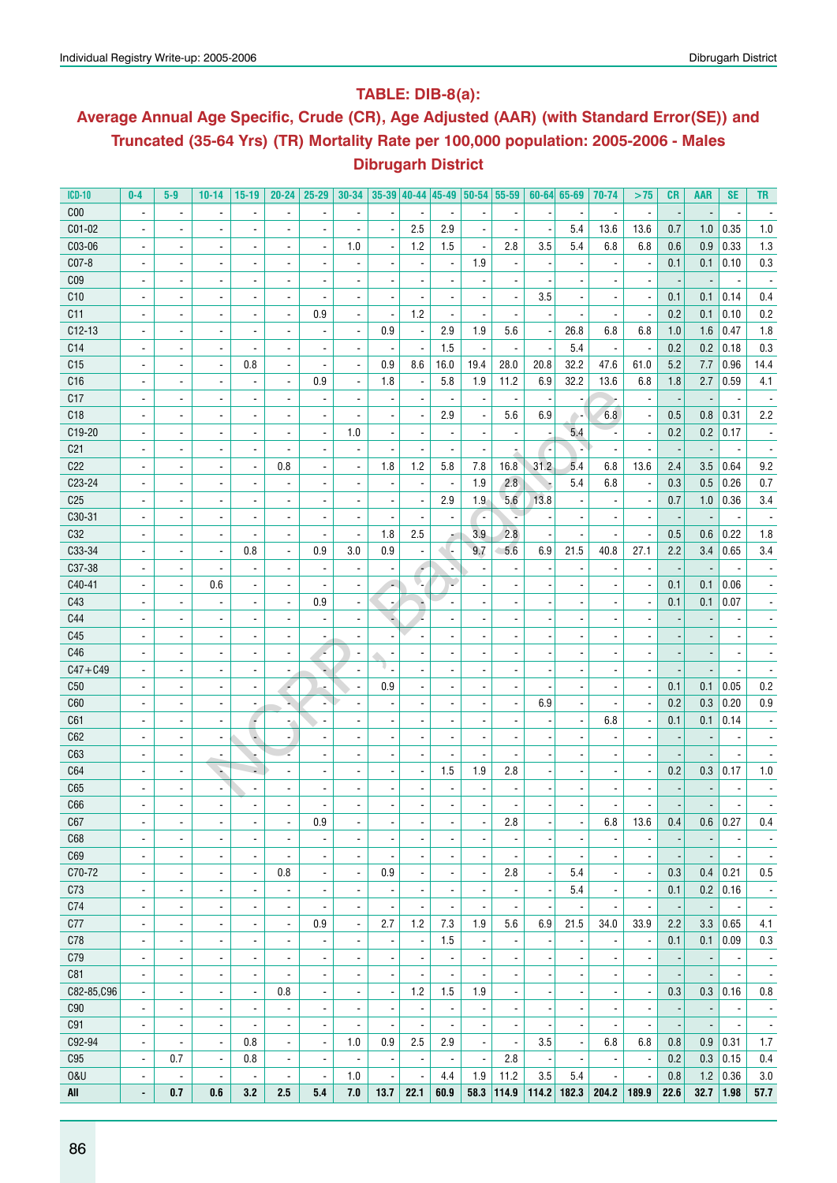## TABLE: DIB-8(a):

## Average Annual Age Specific, Crude (CR), Age Adjusted (AAR) (with Standard Error(SE)) and Truncated (35-64 Yrs) (TR) Mortality Rate per 100,000 population: 2005-2006 - Males

## Dibrugarh District

| ICD-10 | 0-4 | 5-9 | 10-14 | 15-19 | 20-24 | 25-29 | 30-34 | 35-39 | 40-44 | 45-49 | 50-54 | 55-59 | 60-64 | 65-69 | 70-74 | >75 | CR | AAR | SE | TR |
|---|---|---|---|---|---|---|---|---|---|---|---|---|---|---|---|---|---|---|---|---|
| C00 | - | - | - | - | - | - | - | - | - | - | - | - | - | - | - | - | - | - | - | - |
| C01-02 | - | - | - | - | - | - | - | - | 2.5 | 2.9 | - | - | - | 5.4 | 13.6 | 13.6 | 0.7 | 1.0 | 0.35 | 1.0 |
| C03-06 | - | - | - | - | - | - | 1.0 | - | 1.2 | 1.5 | - | 2.8 | 3.5 | 5.4 | 6.8 | 6.8 | 0.6 | 0.9 | 0.33 | 1.3 |
| C07-8 | - | - | - | - | - | - | - | - | - | - | 1.9 | - | - | - | - | - | 0.1 | 0.1 | 0.10 | 0.3 |
| C09 | - | - | - | - | - | - | - | - | - | - | - | - | - | - | - | - | - | - | - | - |
| C10 | - | - | - | - | - | - | - | - | - | - | - | - | 3.5 | - | - | - | 0.1 | 0.1 | 0.14 | 0.4 |
| C11 | - | - | - | - | - | 0.9 | - | - | 1.2 | - | - | - | - | - | - | - | 0.2 | 0.1 | 0.10 | 0.2 |
| C12-13 | - | - | - | - | - | - | - | 0.9 | - | 2.9 | 1.9 | 5.6 | - | 26.8 | 6.8 | 6.8 | 1.0 | 1.6 | 0.47 | 1.8 |
| C14 | - | - | - | - | - | - | - | - | - | 1.5 | - | - | - | 5.4 | - | - | 0.2 | 0.2 | 0.18 | 0.3 |
| C15 | - | - | - | 0.8 | - | - | - | 0.9 | 8.6 | 16.0 | 19.4 | 28.0 | 20.8 | 32.2 | 47.6 | 61.0 | 5.2 | 7.7 | 0.96 | 14.4 |
| C16 | - | - | - | - | - | 0.9 | - | 1.8 | - | 5.8 | 1.9 | 11.2 | 6.9 | 32.2 | 13.6 | 6.8 | 1.8 | 2.7 | 0.59 | 4.1 |
| C17 | - | - | - | - | - | - | - | - | - | - | - | - | - | - | - | - | - | - | - | - |
| C18 | - | - | - | - | - | - | - | - | - | 2.9 | - | 5.6 | 6.9 | - | 6.8 | - | 0.5 | 0.8 | 0.31 | 2.2 |
| C19-20 | - | - | - | - | - | - | 1.0 | - | - | - | - | - | - | 5.4 | - | - | 0.2 | 0.2 | 0.17 | - |
| C21 | - | - | - | - | - | - | - | - | - | - | - | - | - | - | - | - | - | - | - | - |
| C22 | - | - | - | - | 0.8 | - | - | 1.8 | 1.2 | 5.8 | 7.8 | 16.8 | 31.2 | 5.4 | 6.8 | 13.6 | 2.4 | 3.5 | 0.64 | 9.2 |
| C23-24 | - | - | - | - | - | - | - | - | - | - | 1.9 | 2.8 | - | 5.4 | 6.8 | - | 0.3 | 0.5 | 0.26 | 0.7 |
| C25 | - | - | - | - | - | - | - | - | - | 2.9 | 1.9 | 5.6 | 13.8 | - | - | - | 0.7 | 1.0 | 0.36 | 3.4 |
| C30-31 | - | - | - | - | - | - | - | - | - | - | - | - | - | - | - | - | - | - | - | - |
| C32 | - | - | - | - | - | - | - | 1.8 | 2.5 | - | 3.9 | 2.8 | - | - | - | - | 0.5 | 0.6 | 0.22 | 1.8 |
| C33-34 | - | - | - | 0.8 | - | 0.9 | 3.0 | 0.9 | - | - | 9.7 | 5.6 | 6.9 | 21.5 | 40.8 | 27.1 | 2.2 | 3.4 | 0.65 | 3.4 |
| C37-38 | - | - | - | - | - | - | - | - | - | - | - | - | - | - | - | - | - | - | - | - |
| C40-41 | - | - | 0.6 | - | - | - | - | - | - | - | - | - | - | - | - | - | 0.1 | 0.1 | 0.06 | - |
| C43 | - | - | - | - | - | 0.9 | - | - | - | - | - | - | - | - | - | - | 0.1 | 0.1 | 0.07 | - |
| C44 | - | - | - | - | - | - | - | - | - | - | - | - | - | - | - | - | - | - | - | - |
| C45 | - | - | - | - | - | - | - | - | - | - | - | - | - | - | - | - | - | - | - | - |
| C46 | - | - | - | - | - | - | - | - | - | - | - | - | - | - | - | - | - | - | - | - |
| C47+C49 | - | - | - | - | - | - | - | - | - | - | - | - | - | - | - | - | - | - | - | - |
| C50 | - | - | - | - | - | - | - | 0.9 | - | - | - | - | - | - | - | - | 0.1 | 0.1 | 0.05 | 0.2 |
| C60 | - | - | - | - | - | - | - | - | - | - | - | - | 6.9 | - | - | - | 0.2 | 0.3 | 0.20 | 0.9 |
| C61 | - | - | - | - | - | - | - | - | - | - | - | - | - | - | 6.8 | - | 0.1 | 0.1 | 0.14 | - |
| C62 | - | - | - | - | - | - | - | - | - | - | - | - | - | - | - | - | - | - | - | - |
| C63 | - | - | - | - | - | - | - | - | - | - | - | - | - | - | - | - | - | - | - | - |
| C64 | - | - | - | - | - | - | - | - | - | 1.5 | 1.9 | 2.8 | - | - | - | - | 0.2 | 0.3 | 0.17 | 1.0 |
| C65 | - | - | - | - | - | - | - | - | - | - | - | - | - | - | - | - | - | - | - | - |
| C66 | - | - | - | - | - | - | - | - | - | - | - | - | - | - | - | - | - | - | - | - |
| C67 | - | - | - | - | - | 0.9 | - | - | - | - | - | 2.8 | - | - | 6.8 | 13.6 | 0.4 | 0.6 | 0.27 | 0.4 |
| C68 | - | - | - | - | - | - | - | - | - | - | - | - | - | - | - | - | - | - | - | - |
| C69 | - | - | - | - | - | - | - | - | - | - | - | - | - | - | - | - | - | - | - | - |
| C70-72 | - | - | - | - | 0.8 | - | - | 0.9 | - | - | - | 2.8 | - | 5.4 | - | - | 0.3 | 0.4 | 0.21 | 0.5 |
| C73 | - | - | - | - | - | - | - | - | - | - | - | - | - | 5.4 | - | - | 0.1 | 0.2 | 0.16 | - |
| C74 | - | - | - | - | - | - | - | - | - | - | - | - | - | - | - | - | - | - | - | - |
| C77 | - | - | - | - | - | 0.9 | - | 2.7 | 1.2 | 7.3 | 1.9 | 5.6 | 6.9 | 21.5 | 34.0 | 33.9 | 2.2 | 3.3 | 0.65 | 4.1 |
| C78 | - | - | - | - | - | - | - | - | - | 1.5 | - | - | - | - | - | - | 0.1 | 0.1 | 0.09 | 0.3 |
| C79 | - | - | - | - | - | - | - | - | - | - | - | - | - | - | - | - | - | - | - | - |
| C81 | - | - | - | - | - | - | - | - | - | - | - | - | - | - | - | - | - | - | - | - |
| C82-85,C96 | - | - | - | - | 0.8 | - | - | - | 1.2 | 1.5 | 1.9 | - | - | - | - | - | 0.3 | 0.3 | 0.16 | 0.8 |
| C90 | - | - | - | - | - | - | - | - | - | - | - | - | - | - | - | - | - | - | - | - |
| C91 | - | - | - | - | - | - | - | - | - | - | - | - | - | - | - | - | - | - | - | - |
| C92-94 | - | - | - | 0.8 | - | - | 1.0 | 0.9 | 2.5 | 2.9 | - | - | 3.5 | - | 6.8 | 6.8 | 0.8 | 0.9 | 0.31 | 1.7 |
| C95 | - | 0.7 | - | 0.8 | - | - | - | - | - | - | - | 2.8 | - | - | - | - | 0.2 | 0.3 | 0.15 | 0.4 |
| O&U | - | - | - | - | - | - | 1.0 | - | - | 4.4 | 1.9 | 11.2 | 3.5 | 5.4 | - | - | 0.8 | 1.2 | 0.36 | 3.0 |
| **All** | **-** | **0.7** | **0.6** | **3.2** | **2.5** | **5.4** | **7.0** | **13.7** | **22.1** | **60.9** | **58.3** | **114.9** | **114.2** | **182.3** | **204.2** | **189.9** | **22.6** | **32.7** | **1.98** | **57.7** |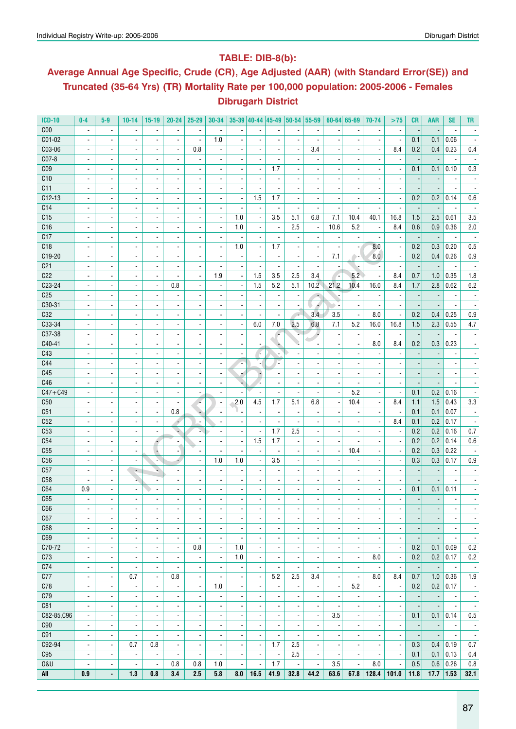## TABLE: DIB-8(b):

## Average Annual Age Specific, Crude (CR), Age Adjusted (AAR) (with Standard Error(SE)) and Truncated (35-64 Yrs) (TR) Mortality Rate per 100,000 population: 2005-2006 - Females

## Dibrugarh District

| ICD-10 | 0-4 | 5-9 | 10-14 | 15-19 | 20-24 | 25-29 | 30-34 | 35-39 | 40-44 | 45-49 | 50-54 | 55-59 | 60-64 | 65-69 | 70-74 | >75 | CR | AAR | SE | TR |
|---|---|---|---|---|---|---|---|---|---|---|---|---|---|---|---|---|---|---|---|---|
| C00 | - | - | - | - | - | - | - | - | - | - | - | - | - | - | - | - | - | - | - | - |
| C01-02 | - | - | - | - | - | - | 1.0 | - | - | - | - | - | - | - | - | - | 0.1 | 0.1 | 0.06 | - |
| C03-06 | - | - | - | - | - | 0.8 | - | - | - | - | - | 3.4 | - | - | - | 8.4 | 0.2 | 0.4 | 0.23 | 0.4 |
| C07-8 | - | - | - | - | - | - | - | - | - | - | - | - | - | - | - | - | - | - | - | - |
| C09 | - | - | - | - | - | - | - | - | - | 1.7 | - | - | - | - | - | - | 0.1 | 0.1 | 0.10 | 0.3 |
| C10 | - | - | - | - | - | - | - | - | - | - | - | - | - | - | - | - | - | - | - | - |
| C11 | - | - | - | - | - | - | - | - | - | - | - | - | - | - | - | - | - | - | - | - |
| C12-13 | - | - | - | - | - | - | - | - | 1.5 | 1.7 | - | - | - | - | - | - | 0.2 | 0.2 | 0.14 | 0.6 |
| C14 | - | - | - | - | - | - | - | - | - | - | - | - | - | - | - | - | - | - | - | - |
| C15 | - | - | - | - | - | - | - | 1.0 | - | 3.5 | 5.1 | 6.8 | 7.1 | 10.4 | 40.1 | 16.8 | 1.5 | 2.5 | 0.61 | 3.5 |
| C16 | - | - | - | - | - | - | - | 1.0 | - | - | 2.5 | - | 10.6 | 5.2 | - | 8.4 | 0.6 | 0.9 | 0.36 | 2.0 |
| C17 | - | - | - | - | - | - | - | - | - | - | - | - | - | - | - | - | - | - | - | - |
| C18 | - | - | - | - | - | - | - | 1.0 | - | 1.7 | - | - | - | - | 8.0 | - | 0.2 | 0.3 | 0.20 | 0.5 |
| C19-20 | - | - | - | - | - | - | - | - | - | - | - | - | 7.1 | - | 8.0 | - | 0.2 | 0.4 | 0.26 | 0.9 |
| C21 | - | - | - | - | - | - | - | - | - | - | - | - | - | - | - | - | - | - | - | - |
| C22 | - | - | - | - | - | - | 1.9 | - | 1.5 | 3.5 | 2.5 | 3.4 | - | 5.2 | - | 8.4 | 0.7 | 1.0 | 0.35 | 1.8 |
| C23-24 | - | - | - | - | 0.8 | - | - | - | 1.5 | 5.2 | 5.1 | 10.2 | 21.2 | 10.4 | 16.0 | 8.4 | 1.7 | 2.8 | 0.62 | 6.2 |
| C25 | - | - | - | - | - | - | - | - | - | - | - | - | - | - | - | - | - | - | - | - |
| C30-31 | - | - | - | - | - | - | - | - | - | - | - | - | - | - | - | - | - | - | - | - |
| C32 | - | - | - | - | - | - | - | - | - | - | - | 3.4 | 3.5 | - | 8.0 | - | 0.2 | 0.4 | 0.25 | 0.9 |
| C33-34 | - | - | - | - | - | - | - | - | 6.0 | 7.0 | 2.5 | 6.8 | 7.1 | 5.2 | 16.0 | 16.8 | 1.5 | 2.3 | 0.55 | 4.7 |
| C37-38 | - | - | - | - | - | - | - | - | - | - | - | - | - | - | - | - | - | - | - | - |
| C40-41 | - | - | - | - | - | - | - | - | - | - | - | - | - | - | 8.0 | 8.4 | 0.2 | 0.3 | 0.23 | - |
| C43 | - | - | - | - | - | - | - | - | - | - | - | - | - | - | - | - | - | - | - | - |
| C44 | - | - | - | - | - | - | - | - | - | - | - | - | - | - | - | - | - | - | - | - |
| C45 | - | - | - | - | - | - | - | - | - | - | - | - | - | - | - | - | - | - | - | - |
| C46 | - | - | - | - | - | - | - | - | - | - | - | - | - | - | - | - | - | - | - | - |
| C47+C49 | - | - | - | - | - | - | - | - | - | - | - | - | - | 5.2 | - | - | 0.1 | 0.2 | 0.16 | - |
| C50 | - | - | - | - | - | - | - | 2.0 | 4.5 | 1.7 | 5.1 | 6.8 | - | 10.4 | - | 8.4 | 1.1 | 1.5 | 0.43 | 3.3 |
| C51 | - | - | - | - | 0.8 | - | - | - | - | - | - | - | - | - | - | - | 0.1 | 0.1 | 0.07 | - |
| C52 | - | - | - | - | - | - | - | - | - | - | - | - | - | - | - | 8.4 | 0.1 | 0.2 | 0.17 | - |
| C53 | - | - | - | - | - | - | - | - | - | 1.7 | 2.5 | - | - | - | - | - | 0.2 | 0.2 | 0.16 | 0.7 |
| C54 | - | - | - | - | - | - | - | - | 1.5 | 1.7 | - | - | - | - | - | - | 0.2 | 0.2 | 0.14 | 0.6 |
| C55 | - | - | - | - | - | - | - | - | - | - | - | - | - | 10.4 | - | - | 0.2 | 0.3 | 0.22 | - |
| C56 | - | - | - | - | - | - | 1.0 | 1.0 | - | 3.5 | - | - | - | - | - | - | 0.3 | 0.3 | 0.17 | 0.9 |
| C57 | - | - | - | - | - | - | - | - | - | - | - | - | - | - | - | - | - | - | - | - |
| C58 | - | - | - | - | - | - | - | - | - | - | - | - | - | - | - | - | - | - | - | - |
| C64 | 0.9 | - | - | - | - | - | - | - | - | - | - | - | - | - | - | - | 0.1 | 0.1 | 0.11 | - |
| C65 | - | - | - | - | - | - | - | - | - | - | - | - | - | - | - | - | - | - | - | - |
| C66 | - | - | - | - | - | - | - | - | - | - | - | - | - | - | - | - | - | - | - | - |
| C67 | - | - | - | - | - | - | - | - | - | - | - | - | - | - | - | - | - | - | - | - |
| C68 | - | - | - | - | - | - | - | - | - | - | - | - | - | - | - | - | - | - | - | - |
| C69 | - | - | - | - | - | - | - | - | - | - | - | - | - | - | - | - | - | - | - | - |
| C70-72 | - | - | - | - | - | 0.8 | - | 1.0 | - | - | - | - | - | - | - | - | 0.2 | 0.1 | 0.09 | 0.2 |
| C73 | - | - | - | - | - | - | - | 1.0 | - | - | - | - | - | - | 8.0 | - | 0.2 | 0.2 | 0.17 | 0.2 |
| C74 | - | - | - | - | - | - | - | - | - | - | - | - | - | - | - | - | - | - | - | - |
| C77 | - | - | 0.7 | - | 0.8 | - | - | - | - | 5.2 | 2.5 | 3.4 | - | - | 8.0 | 8.4 | 0.7 | 1.0 | 0.36 | 1.9 |
| C78 | - | - | - | - | - | - | 1.0 | - | - | - | - | - | - | 5.2 | - | - | 0.2 | 0.2 | 0.17 | - |
| C79 | - | - | - | - | - | - | - | - | - | - | - | - | - | - | - | - | - | - | - | - |
| C81 | - | - | - | - | - | - | - | - | - | - | - | - | - | - | - | - | - | - | - | - |
| C82-85,C96 | - | - | - | - | - | - | - | - | - | - | - | - | 3.5 | - | - | - | 0.1 | 0.1 | 0.14 | 0.5 |
| C90 | - | - | - | - | - | - | - | - | - | - | - | - | - | - | - | - | - | - | - | - |
| C91 | - | - | - | - | - | - | - | - | - | - | - | - | - | - | - | - | - | - | - | - |
| C92-94 | - | - | 0.7 | 0.8 | - | - | - | - | - | 1.7 | 2.5 | - | - | - | - | - | 0.3 | 0.4 | 0.19 | 0.7 |
| C95 | - | - | - | - | - | - | - | - | - | - | 2.5 | - | - | - | - | - | 0.1 | 0.1 | 0.13 | 0.4 |
| O&U | - | - | - | - | 0.8 | 0.8 | 1.0 | - | - | 1.7 | - | - | 3.5 | - | 8.0 | - | 0.5 | 0.6 | 0.26 | 0.8 |
| **All** | **0.9** | **-** | **1.3** | **0.8** | **3.4** | **2.5** | **5.8** | **8.0** | **16.5** | **41.9** | **32.8** | **44.2** | **63.6** | **67.8** | **128.4** | **101.0** | **11.8** | **17.7** | **1.53** | **32.1** |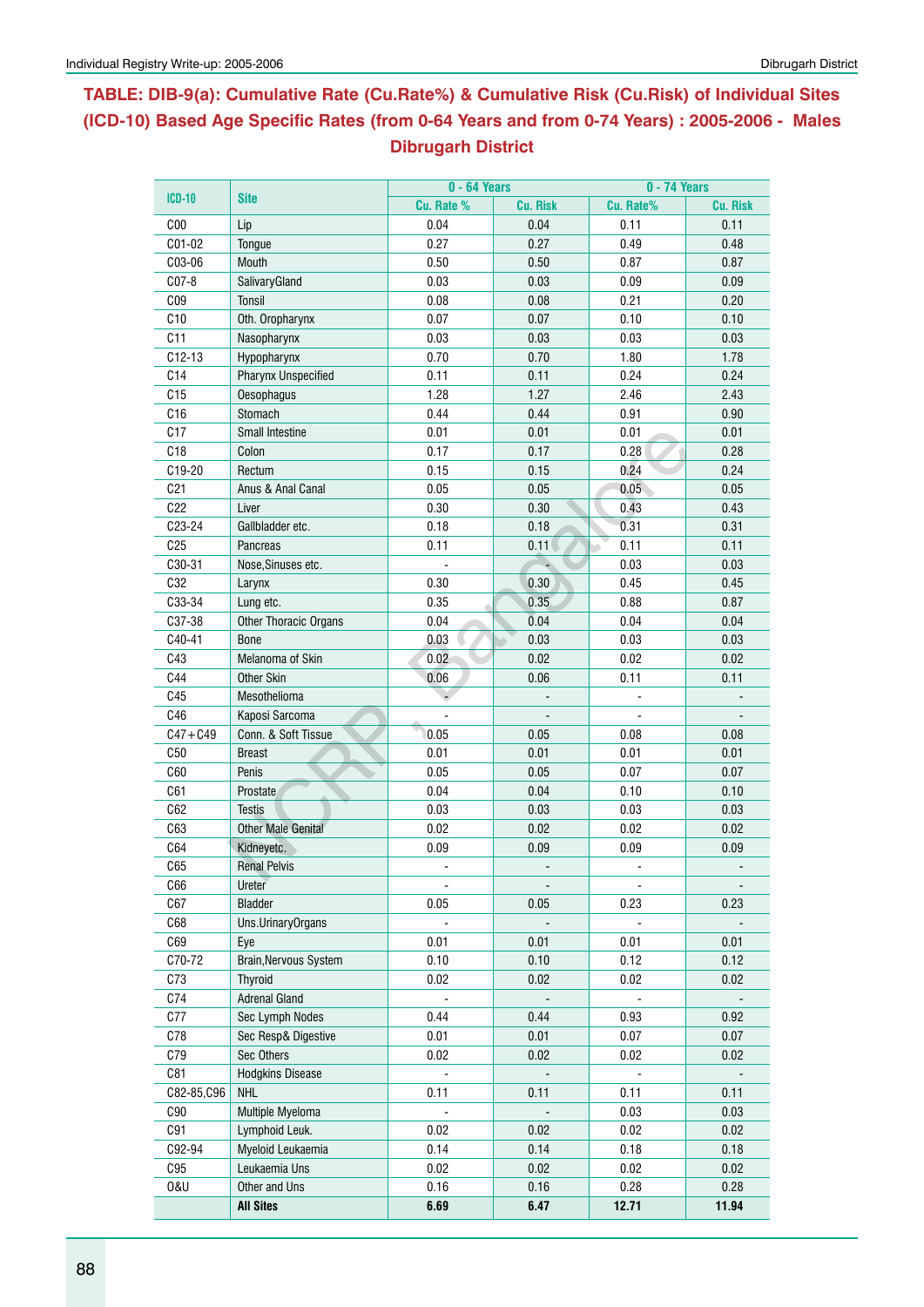## TABLE: DIB-9(a): Cumulative Rate (Cu.Rate%) & Cumulative Risk (Cu.Risk) of Individual Sites (ICD-10) Based Age Specific Rates (from 0-64 Years and from 0-74 Years) : 2005-2006 - Males Dibrugarh District

| ICD-10 | Site | 0 - 64 Years | | 0 - 74 Years | |
|---|---|---|---|---|---|
| | | Cu. Rate % | Cu. Risk | Cu. Rate% | Cu. Risk |
| C00 | Lip | 0.04 | 0.04 | 0.11 | 0.11 |
| C01-02 | Tongue | 0.27 | 0.27 | 0.49 | 0.48 |
| C03-06 | Mouth | 0.50 | 0.50 | 0.87 | 0.87 |
| C07-8 | SalivaryGland | 0.03 | 0.03 | 0.09 | 0.09 |
| C09 | Tonsil | 0.08 | 0.08 | 0.21 | 0.20 |
| C10 | Oth. Oropharynx | 0.07 | 0.07 | 0.10 | 0.10 |
| C11 | Nasopharynx | 0.03 | 0.03 | 0.03 | 0.03 |
| C12-13 | Hypopharynx | 0.70 | 0.70 | 1.80 | 1.78 |
| C14 | Pharynx Unspecified | 0.11 | 0.11 | 0.24 | 0.24 |
| C15 | Oesophagus | 1.28 | 1.27 | 2.46 | 2.43 |
| C16 | Stomach | 0.44 | 0.44 | 0.91 | 0.90 |
| C17 | Small Intestine | 0.01 | 0.01 | 0.01 | 0.01 |
| C18 | Colon | 0.17 | 0.17 | 0.28 | 0.28 |
| C19-20 | Rectum | 0.15 | 0.15 | 0.24 | 0.24 |
| C21 | Anus & Anal Canal | 0.05 | 0.05 | 0.05 | 0.05 |
| C22 | Liver | 0.30 | 0.30 | 0.43 | 0.43 |
| C23-24 | Gallbladder etc. | 0.18 | 0.18 | 0.31 | 0.31 |
| C25 | Pancreas | 0.11 | 0.11 | 0.11 | 0.11 |
| C30-31 | Nose,Sinuses etc. | - | - | 0.03 | 0.03 |
| C32 | Larynx | 0.30 | 0.30 | 0.45 | 0.45 |
| C33-34 | Lung etc. | 0.35 | 0.35 | 0.88 | 0.87 |
| C37-38 | Other Thoracic Organs | 0.04 | 0.04 | 0.04 | 0.04 |
| C40-41 | Bone | 0.03 | 0.03 | 0.03 | 0.03 |
| C43 | Melanoma of Skin | 0.02 | 0.02 | 0.02 | 0.02 |
| C44 | Other Skin | 0.06 | 0.06 | 0.11 | 0.11 |
| C45 | Mesothelioma | - | - | - | - |
| C46 | Kaposi Sarcoma | - | - | - | - |
| C47+C49 | Conn. & Soft Tissue | 0.05 | 0.05 | 0.08 | 0.08 |
| C50 | Breast | 0.01 | 0.01 | 0.01 | 0.01 |
| C60 | Penis | 0.05 | 0.05 | 0.07 | 0.07 |
| C61 | Prostate | 0.04 | 0.04 | 0.10 | 0.10 |
| C62 | Testis | 0.03 | 0.03 | 0.03 | 0.03 |
| C63 | Other Male Genital | 0.02 | 0.02 | 0.02 | 0.02 |
| C64 | Kidneyetc. | 0.09 | 0.09 | 0.09 | 0.09 |
| C65 | Renal Pelvis | - | - | - | - |
| C66 | Ureter | - | - | - | - |
| C67 | Bladder | 0.05 | 0.05 | 0.23 | 0.23 |
| C68 | Uns.UrinaryOrgans | - | - | - | - |
| C69 | Eye | 0.01 | 0.01 | 0.01 | 0.01 |
| C70-72 | Brain,Nervous System | 0.10 | 0.10 | 0.12 | 0.12 |
| C73 | Thyroid | 0.02 | 0.02 | 0.02 | 0.02 |
| C74 | Adrenal Gland | - | - | - | - |
| C77 | Sec Lymph Nodes | 0.44 | 0.44 | 0.93 | 0.92 |
| C78 | Sec Resp& Digestive | 0.01 | 0.01 | 0.07 | 0.07 |
| C79 | Sec Others | 0.02 | 0.02 | 0.02 | 0.02 |
| C81 | Hodgkins Disease | - | - | - | - |
| C82-85,C96 | NHL | 0.11 | 0.11 | 0.11 | 0.11 |
| C90 | Multiple Myeloma | - | - | 0.03 | 0.03 |
| C91 | Lymphoid Leuk. | 0.02 | 0.02 | 0.02 | 0.02 |
| C92-94 | Myeloid Leukaemia | 0.14 | 0.14 | 0.18 | 0.18 |
| C95 | Leukaemia Uns | 0.02 | 0.02 | 0.02 | 0.02 |
| O&U | Other and Uns | 0.16 | 0.16 | 0.28 | 0.28 |
| | **All Sites** | **6.69** | **6.47** | **12.71** | **11.94** |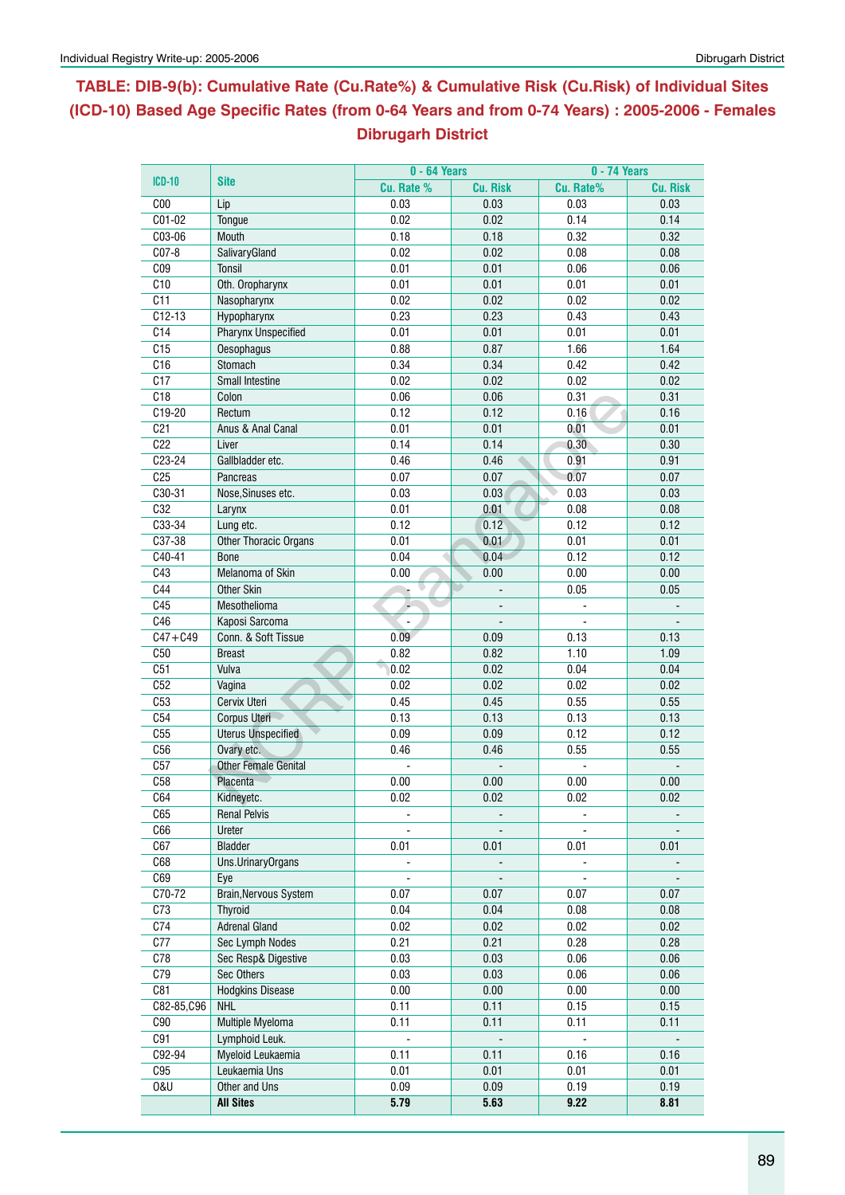## TABLE: DIB-9(b): Cumulative Rate (Cu.Rate%) & Cumulative Risk (Cu.Risk) of Individual Sites (ICD-10) Based Age Specific Rates (from 0-64 Years and from 0-74 Years) : 2005-2006 - Females Dibrugarh District

| ICD-10 | Site | 0 - 64 Years | | 0 - 74 Years | |
|---|---|---|---|---|---|
| | | Cu. Rate % | Cu. Risk | Cu. Rate% | Cu. Risk |
| C00 | Lip | 0.03 | 0.03 | 0.03 | 0.03 |
| C01-02 | Tongue | 0.02 | 0.02 | 0.14 | 0.14 |
| C03-06 | Mouth | 0.18 | 0.18 | 0.32 | 0.32 |
| C07-8 | SalivaryGland | 0.02 | 0.02 | 0.08 | 0.08 |
| C09 | Tonsil | 0.01 | 0.01 | 0.06 | 0.06 |
| C10 | Oth. Oropharynx | 0.01 | 0.01 | 0.01 | 0.01 |
| C11 | Nasopharynx | 0.02 | 0.02 | 0.02 | 0.02 |
| C12-13 | Hypopharynx | 0.23 | 0.23 | 0.43 | 0.43 |
| C14 | Pharynx Unspecified | 0.01 | 0.01 | 0.01 | 0.01 |
| C15 | Oesophagus | 0.88 | 0.87 | 1.66 | 1.64 |
| C16 | Stomach | 0.34 | 0.34 | 0.42 | 0.42 |
| C17 | Small Intestine | 0.02 | 0.02 | 0.02 | 0.02 |
| C18 | Colon | 0.06 | 0.06 | 0.31 | 0.31 |
| C19-20 | Rectum | 0.12 | 0.12 | 0.16 | 0.16 |
| C21 | Anus & Anal Canal | 0.01 | 0.01 | 0.01 | 0.01 |
| C22 | Liver | 0.14 | 0.14 | 0.30 | 0.30 |
| C23-24 | Gallbladder etc. | 0.46 | 0.46 | 0.91 | 0.91 |
| C25 | Pancreas | 0.07 | 0.07 | 0.07 | 0.07 |
| C30-31 | Nose,Sinuses etc. | 0.03 | 0.03 | 0.03 | 0.03 |
| C32 | Larynx | 0.01 | 0.01 | 0.08 | 0.08 |
| C33-34 | Lung etc. | 0.12 | 0.12 | 0.12 | 0.12 |
| C37-38 | Other Thoracic Organs | 0.01 | 0.01 | 0.01 | 0.01 |
| C40-41 | Bone | 0.04 | 0.04 | 0.12 | 0.12 |
| C43 | Melanoma of Skin | 0.00 | 0.00 | 0.00 | 0.00 |
| C44 | Other Skin | - | - | 0.05 | 0.05 |
| C45 | Mesothelioma | - | - | - | - |
| C46 | Kaposi Sarcoma | - | - | - | - |
| C47+C49 | Conn. & Soft Tissue | 0.09 | 0.09 | 0.13 | 0.13 |
| C50 | Breast | 0.82 | 0.82 | 1.10 | 1.09 |
| C51 | Vulva | 0.02 | 0.02 | 0.04 | 0.04 |
| C52 | Vagina | 0.02 | 0.02 | 0.02 | 0.02 |
| C53 | Cervix Uteri | 0.45 | 0.45 | 0.55 | 0.55 |
| C54 | Corpus Uteri | 0.13 | 0.13 | 0.13 | 0.13 |
| C55 | Uterus Unspecified | 0.09 | 0.09 | 0.12 | 0.12 |
| C56 | Ovary etc. | 0.46 | 0.46 | 0.55 | 0.55 |
| C57 | Other Female Genital | - | - | - | - |
| C58 | Placenta | 0.00 | 0.00 | 0.00 | 0.00 |
| C64 | Kidneyetc. | 0.02 | 0.02 | 0.02 | 0.02 |
| C65 | Renal Pelvis | - | - | - | - |
| C66 | Ureter | - | - | - | - |
| C67 | Bladder | 0.01 | 0.01 | 0.01 | 0.01 |
| C68 | Uns.UrinaryOrgans | - | - | - | - |
| C69 | Eye | - | - | - | - |
| C70-72 | Brain,Nervous System | 0.07 | 0.07 | 0.07 | 0.07 |
| C73 | Thyroid | 0.04 | 0.04 | 0.08 | 0.08 |
| C74 | Adrenal Gland | 0.02 | 0.02 | 0.02 | 0.02 |
| C77 | Sec Lymph Nodes | 0.21 | 0.21 | 0.28 | 0.28 |
| C78 | Sec Resp& Digestive | 0.03 | 0.03 | 0.06 | 0.06 |
| C79 | Sec Others | 0.03 | 0.03 | 0.06 | 0.06 |
| C81 | Hodgkins Disease | 0.00 | 0.00 | 0.00 | 0.00 |
| C82-85,C96 | NHL | 0.11 | 0.11 | 0.15 | 0.15 |
| C90 | Multiple Myeloma | 0.11 | 0.11 | 0.11 | 0.11 |
| C91 | Lymphoid Leuk. | - | - | - | - |
| C92-94 | Myeloid Leukaemia | 0.11 | 0.11 | 0.16 | 0.16 |
| C95 | Leukaemia Uns | 0.01 | 0.01 | 0.01 | 0.01 |
| O&U | Other and Uns | 0.09 | 0.09 | 0.19 | 0.19 |
| | **All Sites** | **5.79** | **5.63** | **9.22** | **8.81** |